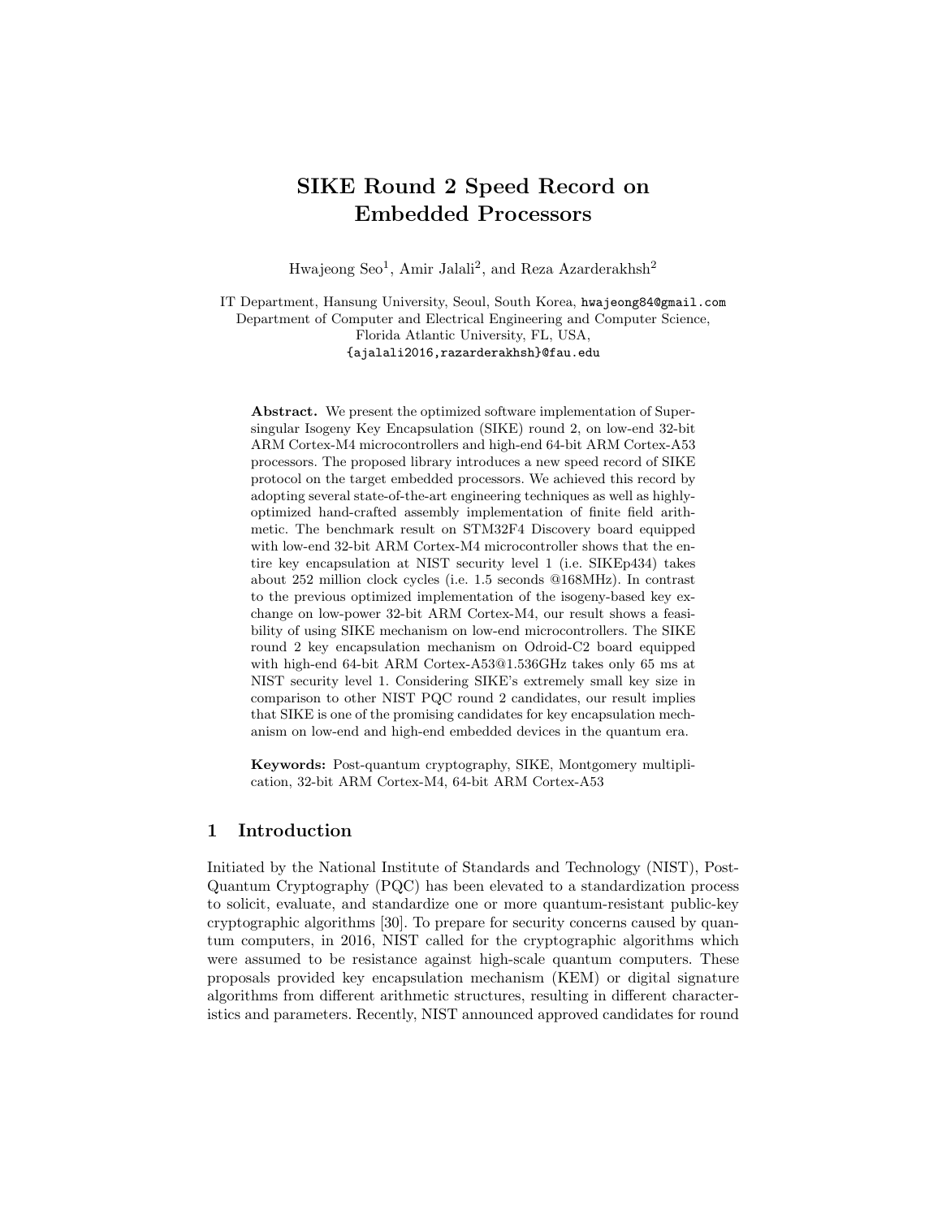# SIKE Round 2 Speed Record on Embedded Processors

Hwajeong Seo[1], Amir Jalali[2], and Reza Azarderakhsh[2]

IT Department, Hansung University, Seoul, South Korea, hwajeong84@gmail.com
Department of Computer and Electrical Engineering and Computer Science,
Florida Atlantic University, FL, USA,
{ajalali2016,razarderakhsh}@fau.edu

**Abstract.** We present the optimized software implementation of Supersingular Isogeny Key Encapsulation (SIKE) round 2, on low-end 32-bit ARM Cortex-M4 microcontrollers and high-end 64-bit ARM Cortex-A53 processors. The proposed library introduces a new speed record of SIKE protocol on the target embedded processors. We achieved this record by adopting several state-of-the-art engineering techniques as well as highly-optimized hand-crafted assembly implementation of finite field arithmetic. The benchmark result on STM32F4 Discovery board equipped with low-end 32-bit ARM Cortex-M4 microcontroller shows that the entire key encapsulation at NIST security level 1 (i.e. SIKEp434) takes about 252 million clock cycles (i.e. 1.5 seconds @168MHz). In contrast to the previous optimized implementation of the isogeny-based key exchange on low-power 32-bit ARM Cortex-M4, our result shows a feasibility of using SIKE mechanism on low-end microcontrollers. The SIKE round 2 key encapsulation mechanism on Odroid-C2 board equipped with high-end 64-bit ARM Cortex-A53@1.536GHz takes only 65 ms at NIST security level 1. Considering SIKE's extremely small key size in comparison to other NIST PQC round 2 candidates, our result implies that SIKE is one of the promising candidates for key encapsulation mechanism on low-end and high-end embedded devices in the quantum era.

**Keywords:** Post-quantum cryptography, SIKE, Montgomery multiplication, 32-bit ARM Cortex-M4, 64-bit ARM Cortex-A53

## 1 Introduction

Initiated by the National Institute of Standards and Technology (NIST), Post-Quantum Cryptography (PQC) has been elevated to a standardization process to solicit, evaluate, and standardize one or more quantum-resistant public-key cryptographic algorithms [30]. To prepare for security concerns caused by quantum computers, in 2016, NIST called for the cryptographic algorithms which were assumed to be resistance against high-scale quantum computers. These proposals provided key encapsulation mechanism (KEM) or digital signature algorithms from different arithmetic structures, resulting in different characteristics and parameters. Recently, NIST announced approved candidates for round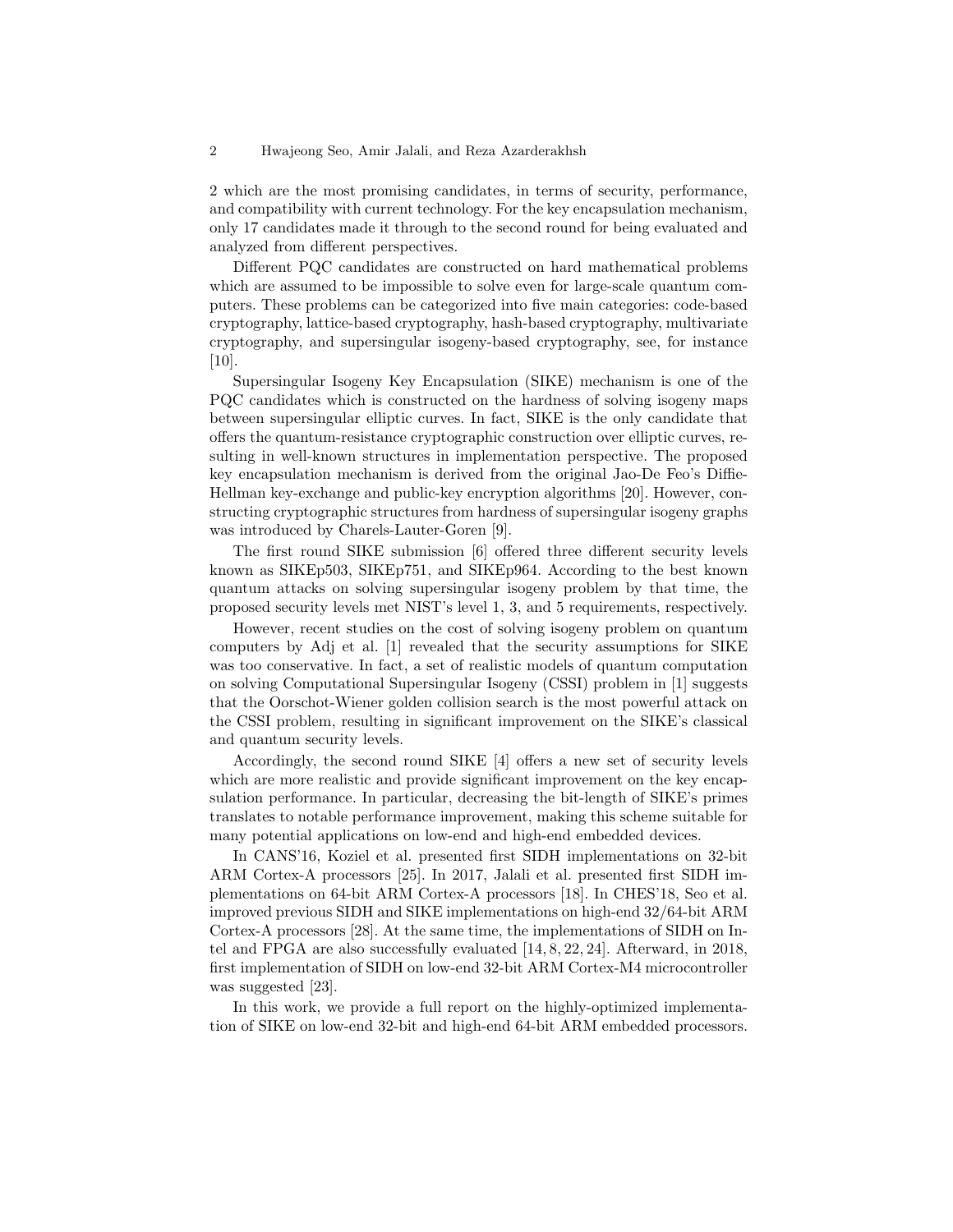2 which are the most promising candidates, in terms of security, performance, and compatibility with current technology. For the key encapsulation mechanism, only 17 candidates made it through to the second round for being evaluated and analyzed from different perspectives.

Different PQC candidates are constructed on hard mathematical problems which are assumed to be impossible to solve even for large-scale quantum computers. These problems can be categorized into five main categories: code-based cryptography, lattice-based cryptography, hash-based cryptography, multivariate cryptography, and supersingular isogeny-based cryptography, see, for instance [10].

Supersingular Isogeny Key Encapsulation (SIKE) mechanism is one of the PQC candidates which is constructed on the hardness of solving isogeny maps between supersingular elliptic curves. In fact, SIKE is the only candidate that offers the quantum-resistance cryptographic construction over elliptic curves, resulting in well-known structures in implementation perspective. The proposed key encapsulation mechanism is derived from the original Jao-De Feo's Diffie-Hellman key-exchange and public-key encryption algorithms [20]. However, constructing cryptographic structures from hardness of supersingular isogeny graphs was introduced by Charels-Lauter-Goren [9].

The first round SIKE submission [6] offered three different security levels known as SIKEp503, SIKEp751, and SIKEp964. According to the best known quantum attacks on solving supersingular isogeny problem by that time, the proposed security levels met NIST's level 1, 3, and 5 requirements, respectively.

However, recent studies on the cost of solving isogeny problem on quantum computers by Adj et al. [1] revealed that the security assumptions for SIKE was too conservative. In fact, a set of realistic models of quantum computation on solving Computational Supersingular Isogeny (CSSI) problem in [1] suggests that the Oorschot-Wiener golden collision search is the most powerful attack on the CSSI problem, resulting in significant improvement on the SIKE's classical and quantum security levels.

Accordingly, the second round SIKE [4] offers a new set of security levels which are more realistic and provide significant improvement on the key encapsulation performance. In particular, decreasing the bit-length of SIKE's primes translates to notable performance improvement, making this scheme suitable for many potential applications on low-end and high-end embedded devices.

In CANS'16, Koziel et al. presented first SIDH implementations on 32-bit ARM Cortex-A processors [25]. In 2017, Jalali et al. presented first SIDH implementations on 64-bit ARM Cortex-A processors [18]. In CHES'18, Seo et al. improved previous SIDH and SIKE implementations on high-end 32/64-bit ARM Cortex-A processors [28]. At the same time, the implementations of SIDH on Intel and FPGA are also successfully evaluated [14, 8, 22, 24]. Afterward, in 2018, first implementation of SIDH on low-end 32-bit ARM Cortex-M4 microcontroller was suggested [23].

In this work, we provide a full report on the highly-optimized implementation of SIKE on low-end 32-bit and high-end 64-bit ARM embedded processors.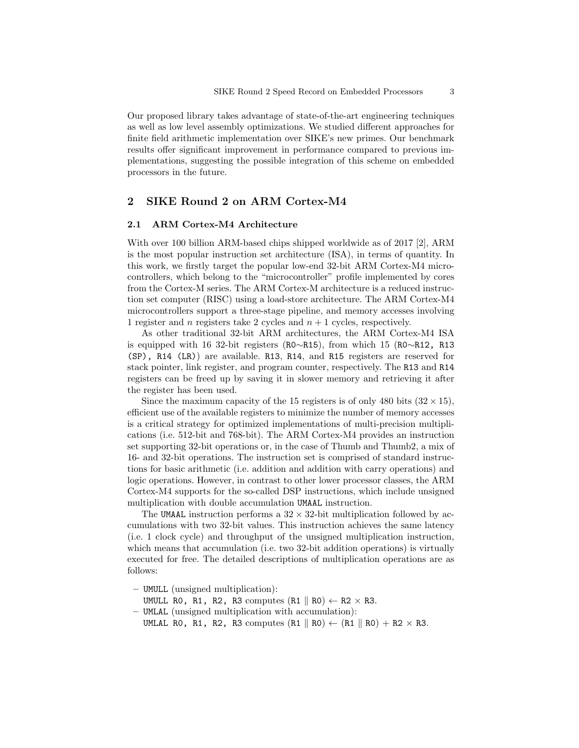Our proposed library takes advantage of state-of-the-art engineering techniques as well as low level assembly optimizations. We studied different approaches for finite field arithmetic implementation over SIKE's new primes. Our benchmark results offer significant improvement in performance compared to previous implementations, suggesting the possible integration of this scheme on embedded processors in the future.

## 2 SIKE Round 2 on ARM Cortex-M4

### 2.1 ARM Cortex-M4 Architecture

With over 100 billion ARM-based chips shipped worldwide as of 2017 [2], ARM is the most popular instruction set architecture (ISA), in terms of quantity. In this work, we firstly target the popular low-end 32-bit ARM Cortex-M4 microcontrollers, which belong to the "microcontroller" profile implemented by cores from the Cortex-M series. The ARM Cortex-M architecture is a reduced instruction set computer (RISC) using a load-store architecture. The ARM Cortex-M4 microcontrollers support a three-stage pipeline, and memory accesses involving 1 register and $n$ registers take 2 cycles and $n + 1$ cycles, respectively.

As other traditional 32-bit ARM architectures, the ARM Cortex-M4 ISA is equipped with 16 32-bit registers (`R0`∼`R15`), from which 15 (`R0`∼`R12, R13 (SP), R14 (LR)`) are available. `R13`, `R14`, and `R15` registers are reserved for stack pointer, link register, and program counter, respectively. The `R13` and `R14` registers can be freed up by saving it in slower memory and retrieving it after the register has been used.

Since the maximum capacity of the 15 registers is of only 480 bits ($32 \times 15$), efficient use of the available registers to minimize the number of memory accesses is a critical strategy for optimized implementations of multi-precision multiplications (i.e. 512-bit and 768-bit). The ARM Cortex-M4 provides an instruction set supporting 32-bit operations or, in the case of Thumb and Thumb2, a mix of 16- and 32-bit operations. The instruction set is comprised of standard instructions for basic arithmetic (i.e. addition and addition with carry operations) and logic operations. However, in contrast to other lower processor classes, the ARM Cortex-M4 supports for the so-called DSP instructions, which include unsigned multiplication with double accumulation `UMAAL` instruction.

The `UMAAL` instruction performs a $32 \times 32$-bit multiplication followed by accumulations with two 32-bit values. This instruction achieves the same latency (i.e. 1 clock cycle) and throughput of the unsigned multiplication instruction, which means that accumulation (i.e. two 32-bit addition operations) is virtually executed for free. The detailed descriptions of multiplication operations are as follows:

- `UMULL` (unsigned multiplication):
  `UMULL R0, R1, R2, R3` computes (`R1` ‖ `R0`) ← `R2` × `R3`.
- `UMLAL` (unsigned multiplication with accumulation):
  `UMLAL R0, R1, R2, R3` computes (`R1` ‖ `R0`) ← (`R1` ‖ `R0`) + `R2` × `R3`.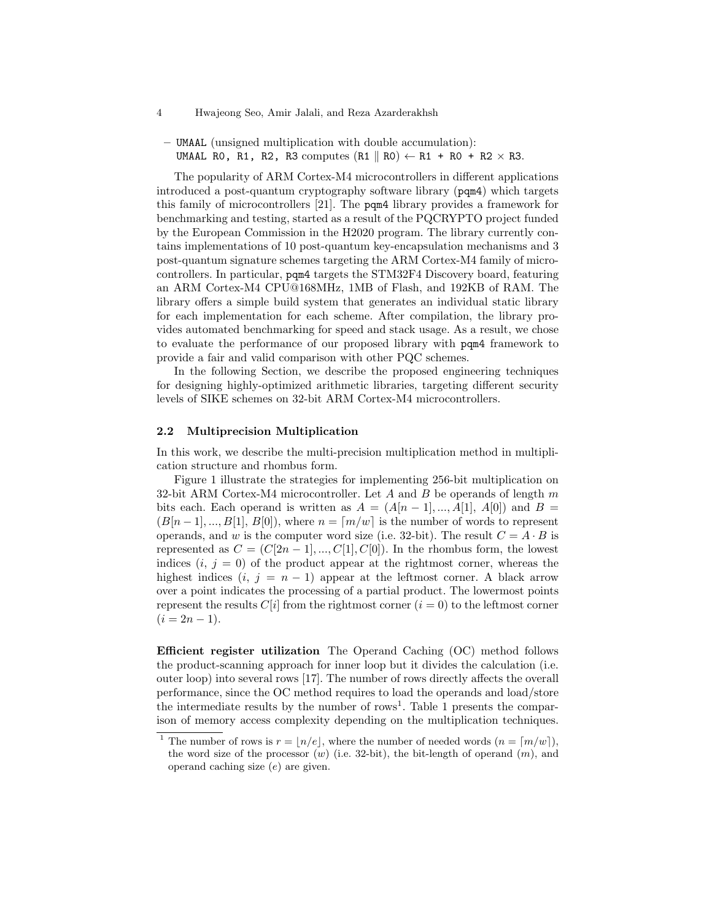– `UMAAL` (unsigned multiplication with double accumulation):
`UMAAL R0, R1, R2, R3` computes (`R1` $\|$ `R0`) $\leftarrow$ `R1 + R0 + R2` $\times$ `R3`.

The popularity of ARM Cortex-M4 microcontrollers in different applications introduced a post-quantum cryptography software library (`pqm4`) which targets this family of microcontrollers [21]. The `pqm4` library provides a framework for benchmarking and testing, started as a result of the PQCRYPTO project funded by the European Commission in the H2020 program. The library currently contains implementations of 10 post-quantum key-encapsulation mechanisms and 3 post-quantum signature schemes targeting the ARM Cortex-M4 family of microcontrollers. In particular, `pqm4` targets the STM32F4 Discovery board, featuring an ARM Cortex-M4 CPU@168MHz, 1MB of Flash, and 192KB of RAM. The library offers a simple build system that generates an individual static library for each implementation for each scheme. After compilation, the library provides automated benchmarking for speed and stack usage. As a result, we chose to evaluate the performance of our proposed library with `pqm4` framework to provide a fair and valid comparison with other PQC schemes.

In the following Section, we describe the proposed engineering techniques for designing highly-optimized arithmetic libraries, targeting different security levels of SIKE schemes on 32-bit ARM Cortex-M4 microcontrollers.

### 2.2 Multiprecision Multiplication

In this work, we describe the multi-precision multiplication method in multiplication structure and rhombus form.

Figure 1 illustrate the strategies for implementing 256-bit multiplication on 32-bit ARM Cortex-M4 microcontroller. Let $A$ and $B$ be operands of length $m$ bits each. Each operand is written as $A = (A[n-1], ..., A[1], A[0])$ and $B = (B[n-1], ..., B[1], B[0])$, where $n = \lceil m/w \rceil$ is the number of words to represent operands, and $w$ is the computer word size (i.e. 32-bit). The result $C = A \cdot B$ is represented as $C = (C[2n-1], ..., C[1], C[0])$. In the rhombus form, the lowest indices ($i$, $j = 0$) of the product appear at the rightmost corner, whereas the highest indices ($i$, $j = n-1$) appear at the leftmost corner. A black arrow over a point indicates the processing of a partial product. The lowermost points represent the results $C[i]$ from the rightmost corner ($i = 0$) to the leftmost corner ($i = 2n-1$).

**Efficient register utilization** The Operand Caching (OC) method follows the product-scanning approach for inner loop but it divides the calculation (i.e. outer loop) into several rows [17]. The number of rows directly affects the overall performance, since the OC method requires to load the operands and load/store the intermediate results by the number of rows[1]. Table 1 presents the comparison of memory access complexity depending on the multiplication techniques.

[1] The number of rows is $r = \lfloor n/e \rfloor$, where the number of needed words ($n = \lceil m/w \rceil$), the word size of the processor ($w$) (i.e. 32-bit), the bit-length of operand ($m$), and operand caching size ($e$) are given.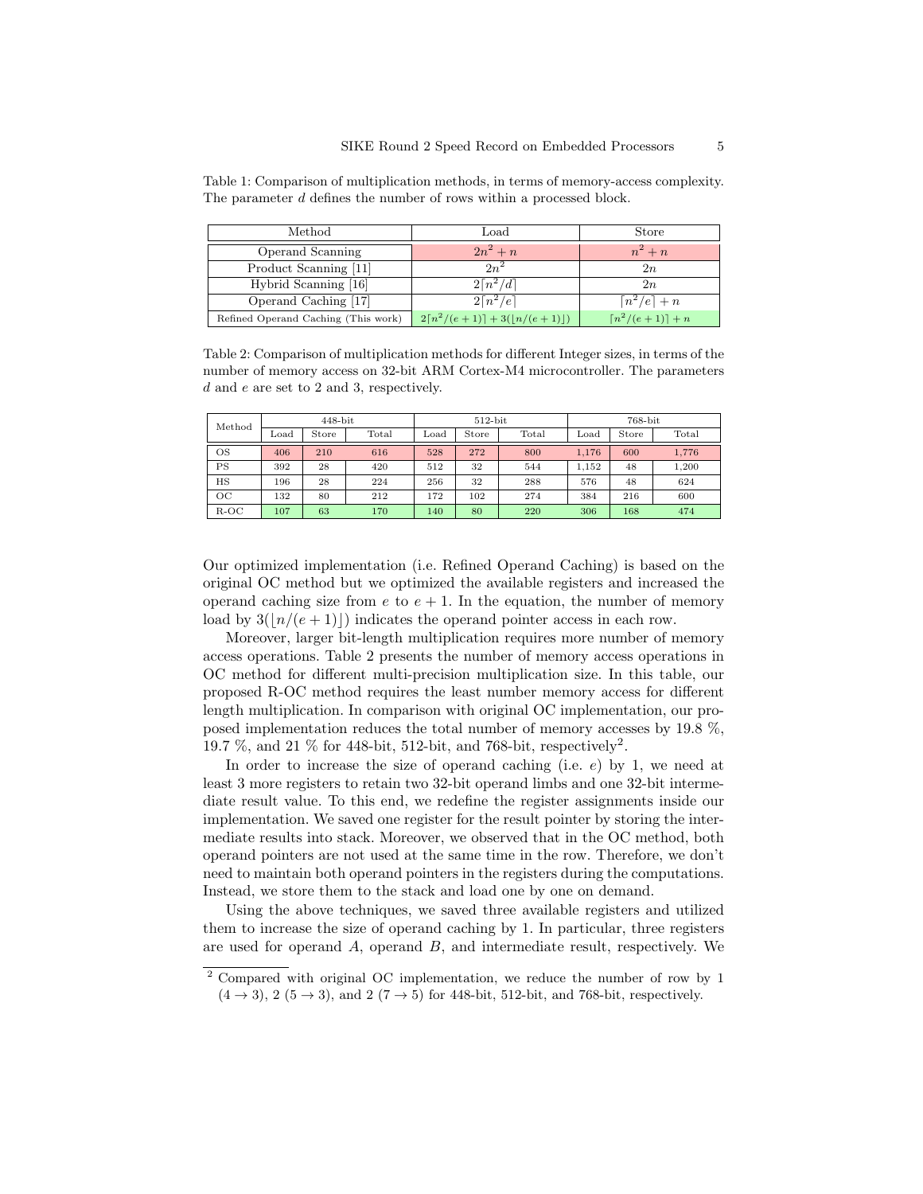Table 1: Comparison of multiplication methods, in terms of memory-access complexity. The parameter $d$ defines the number of rows within a processed block.

| Method | Load | Store |
|---|---|---|
| Operand Scanning | $2n^2 + n$ | $n^2 + n$ |
| Product Scanning [11] | $2n^2$ | $2n$ |
| Hybrid Scanning [16] | $2\lceil n^2/d \rceil$ | $2n$ |
| Operand Caching [17] | $2\lceil n^2/e \rceil$ | $\lceil n^2/e \rceil + n$ |
| Refined Operand Caching (This work) | $2\lceil n^2/(e+1) \rceil + 3(\lfloor n/(e+1) \rfloor)$ | $\lceil n^2/(e+1) \rceil + n$ |

Table 2: Comparison of multiplication methods for different Integer sizes, in terms of the number of memory access on 32-bit ARM Cortex-M4 microcontroller. The parameters $d$ and $e$ are set to 2 and 3, respectively.

| Method | 448-bit | | | 512-bit | | | 768-bit | | |
|---|---|---|---|---|---|---|---|---|---|
| | Load | Store | Total | Load | Store | Total | Load | Store | Total |
| OS | 406 | 210 | 616 | 528 | 272 | 800 | 1,176 | 600 | 1,776 |
| PS | 392 | 28 | 420 | 512 | 32 | 544 | 1,152 | 48 | 1,200 |
| HS | 196 | 28 | 224 | 256 | 32 | 288 | 576 | 48 | 624 |
| OC | 132 | 80 | 212 | 172 | 102 | 274 | 384 | 216 | 600 |
| R-OC | 107 | 63 | 170 | 140 | 80 | 220 | 306 | 168 | 474 |

Our optimized implementation (i.e. Refined Operand Caching) is based on the original OC method but we optimized the available registers and increased the operand caching size from $e$ to $e+1$. In the equation, the number of memory load by $3(\lfloor n/(e+1) \rfloor)$ indicates the operand pointer access in each row.

Moreover, larger bit-length multiplication requires more number of memory access operations. Table 2 presents the number of memory access operations in OC method for different multi-precision multiplication size. In this table, our proposed R-OC method requires the least number memory access for different length multiplication. In comparison with original OC implementation, our proposed implementation reduces the total number of memory accesses by 19.8 %, 19.7 %, and 21 % for 448-bit, 512-bit, and 768-bit, respectively[2].

In order to increase the size of operand caching (i.e. $e$) by 1, we need at least 3 more registers to retain two 32-bit operand limbs and one 32-bit intermediate result value. To this end, we redefine the register assignments inside our implementation. We saved one register for the result pointer by storing the intermediate results into stack. Moreover, we observed that in the OC method, both operand pointers are not used at the same time in the row. Therefore, we don't need to maintain both operand pointers in the registers during the computations. Instead, we store them to the stack and load one by one on demand.

Using the above techniques, we saved three available registers and utilized them to increase the size of operand caching by 1. In particular, three registers are used for operand $A$, operand $B$, and intermediate result, respectively. We

[2] Compared with original OC implementation, we reduce the number of row by 1 ($4 \to 3$), 2 ($5 \to 3$), and 2 ($7 \to 5$) for 448-bit, 512-bit, and 768-bit, respectively.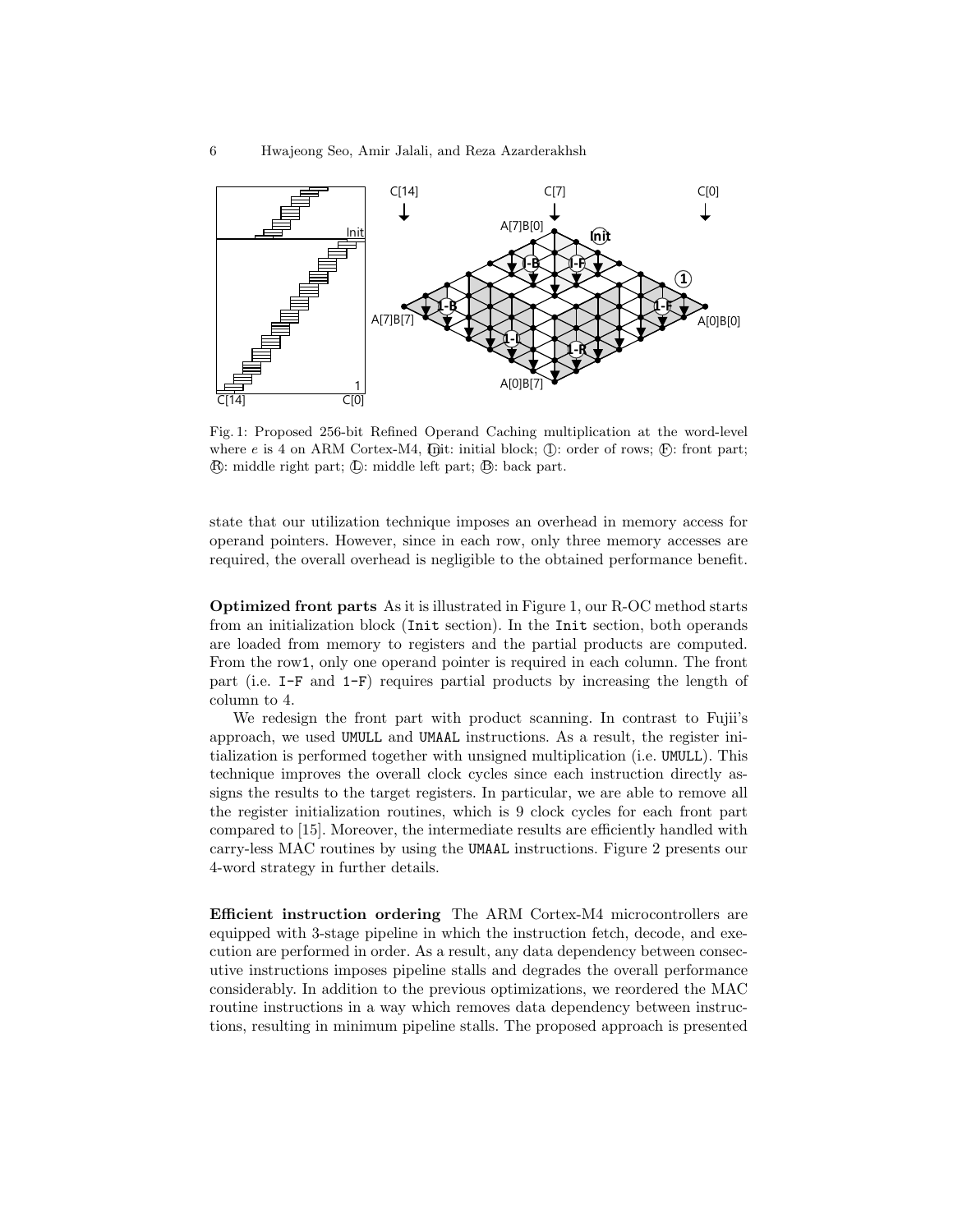Fig. 1: Proposed 256-bit Refined Operand Caching multiplication at the word-level where $e$ is 4 on ARM Cortex-M4, Ⓘnit: initial block; ①: order of rows; Ⓕ: front part; Ⓡ: middle right part; Ⓛ: middle left part; Ⓑ: back part.

state that our utilization technique imposes an overhead in memory access for operand pointers. However, since in each row, only three memory accesses are required, the overall overhead is negligible to the obtained performance benefit.

**Optimized front parts** As it is illustrated in Figure 1, our R-OC method starts from an initialization block (`Init` section). In the `Init` section, both operands are loaded from memory to registers and the partial products are computed. From the `row1`, only one operand pointer is required in each column. The front part (i.e. `I-F` and `1-F`) requires partial products by increasing the length of column to 4.

We redesign the front part with product scanning. In contrast to Fujii's approach, we used `UMULL` and `UMAAL` instructions. As a result, the register initialization is performed together with unsigned multiplication (i.e. `UMULL`). This technique improves the overall clock cycles since each instruction directly assigns the results to the target registers. In particular, we are able to remove all the register initialization routines, which is 9 clock cycles for each front part compared to [15]. Moreover, the intermediate results are efficiently handled with carry-less MAC routines by using the `UMAAL` instructions. Figure 2 presents our 4-word strategy in further details.

**Efficient instruction ordering** The ARM Cortex-M4 microcontrollers are equipped with 3-stage pipeline in which the instruction fetch, decode, and execution are performed in order. As a result, any data dependency between consecutive instructions imposes pipeline stalls and degrades the overall performance considerably. In addition to the previous optimizations, we reordered the MAC routine instructions in a way which removes data dependency between instructions, resulting in minimum pipeline stalls. The proposed approach is presented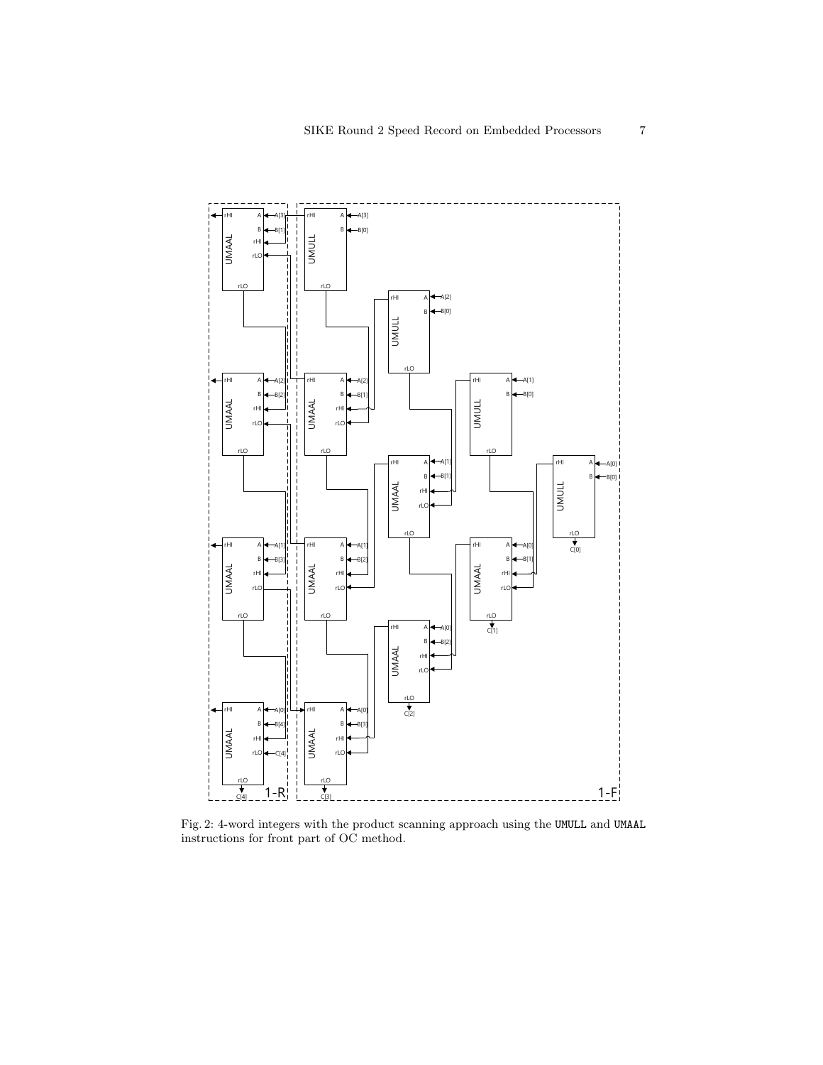Fig. 2: 4-word integers with the product scanning approach using the `UMULL` and `UMAAL` instructions for front part of OC method.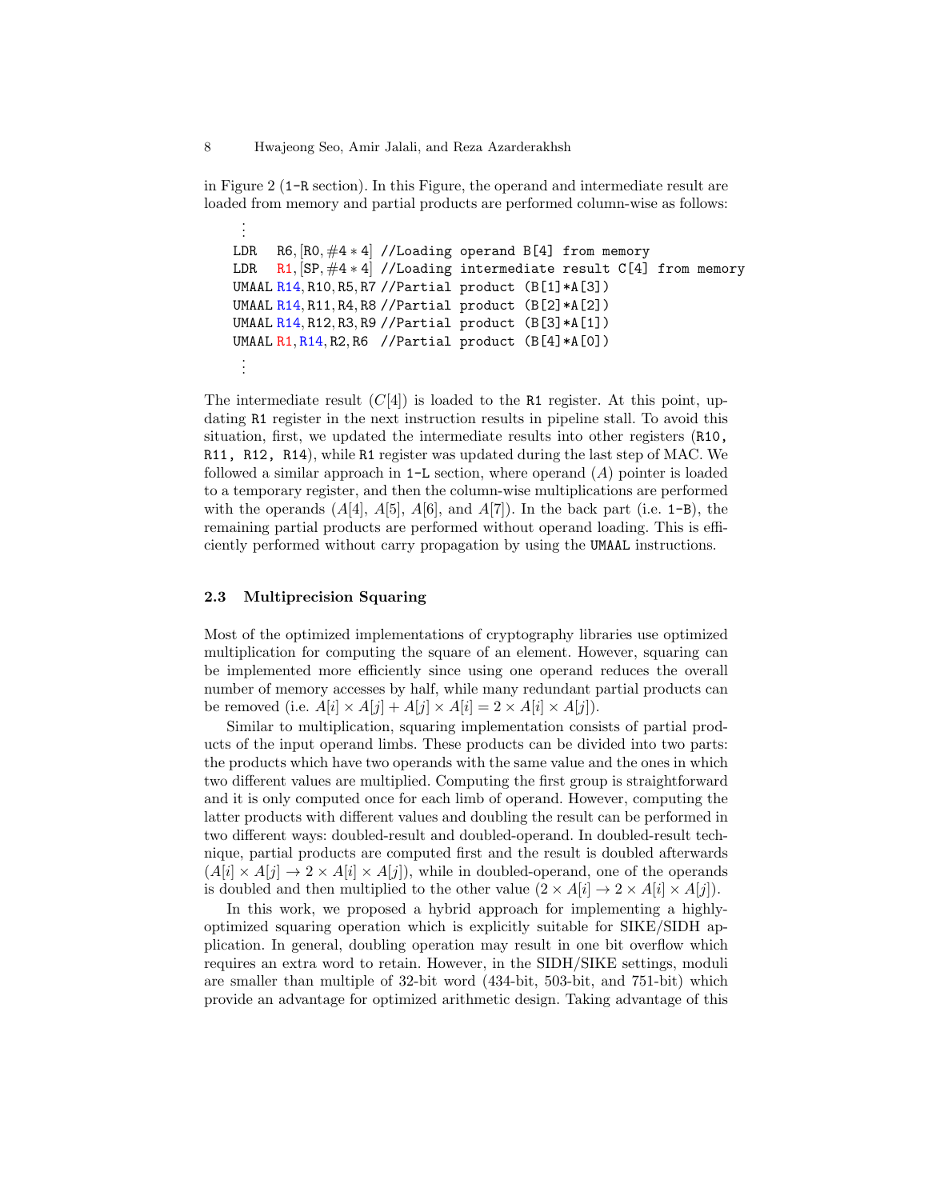in Figure 2 (1-R section). In this Figure, the operand and intermediate result are loaded from memory and partial products are performed column-wise as follows:

```
  ⋮
LDR   R6,[R0,#4*4] //Loading operand B[4] from memory
LDR   R1,[SP,#4*4] //Loading intermediate result C[4] from memory
UMAAL R14,R10,R5,R7 //Partial product (B[1]*A[3])
UMAAL R14,R11,R4,R8 //Partial product (B[2]*A[2])
UMAAL R14,R12,R3,R9 //Partial product (B[3]*A[1])
UMAAL R1,R14,R2,R6  //Partial product (B[4]*A[0])
  ⋮
```

The intermediate result ($C[4]$) is loaded to the R1 register. At this point, updating R1 register in the next instruction results in pipeline stall. To avoid this situation, first, we updated the intermediate results into other registers (R10, R11, R12, R14), while R1 register was updated during the last step of MAC. We followed a similar approach in 1-L section, where operand ($A$) pointer is loaded to a temporary register, and then the column-wise multiplications are performed with the operands ($A[4]$, $A[5]$, $A[6]$, and $A[7]$). In the back part (i.e. 1-B), the remaining partial products are performed without operand loading. This is efficiently performed without carry propagation by using the UMAAL instructions.

### 2.3 Multiprecision Squaring

Most of the optimized implementations of cryptography libraries use optimized multiplication for computing the square of an element. However, squaring can be implemented more efficiently since using one operand reduces the overall number of memory accesses by half, while many redundant partial products can be removed (i.e. $A[i] \times A[j] + A[j] \times A[i] = 2 \times A[i] \times A[j]$).

Similar to multiplication, squaring implementation consists of partial products of the input operand limbs. These products can be divided into two parts: the products which have two operands with the same value and the ones in which two different values are multiplied. Computing the first group is straightforward and it is only computed once for each limb of operand. However, computing the latter products with different values and doubling the result can be performed in two different ways: doubled-result and doubled-operand. In doubled-result technique, partial products are computed first and the result is doubled afterwards ($A[i] \times A[j] \rightarrow 2 \times A[i] \times A[j]$), while in doubled-operand, one of the operands is doubled and then multiplied to the other value ($2 \times A[i] \rightarrow 2 \times A[i] \times A[j]$).

In this work, we proposed a hybrid approach for implementing a highly-optimized squaring operation which is explicitly suitable for SIKE/SIDH application. In general, doubling operation may result in one bit overflow which requires an extra word to retain. However, in the SIDH/SIKE settings, moduli are smaller than multiple of 32-bit word (434-bit, 503-bit, and 751-bit) which provide an advantage for optimized arithmetic design. Taking advantage of this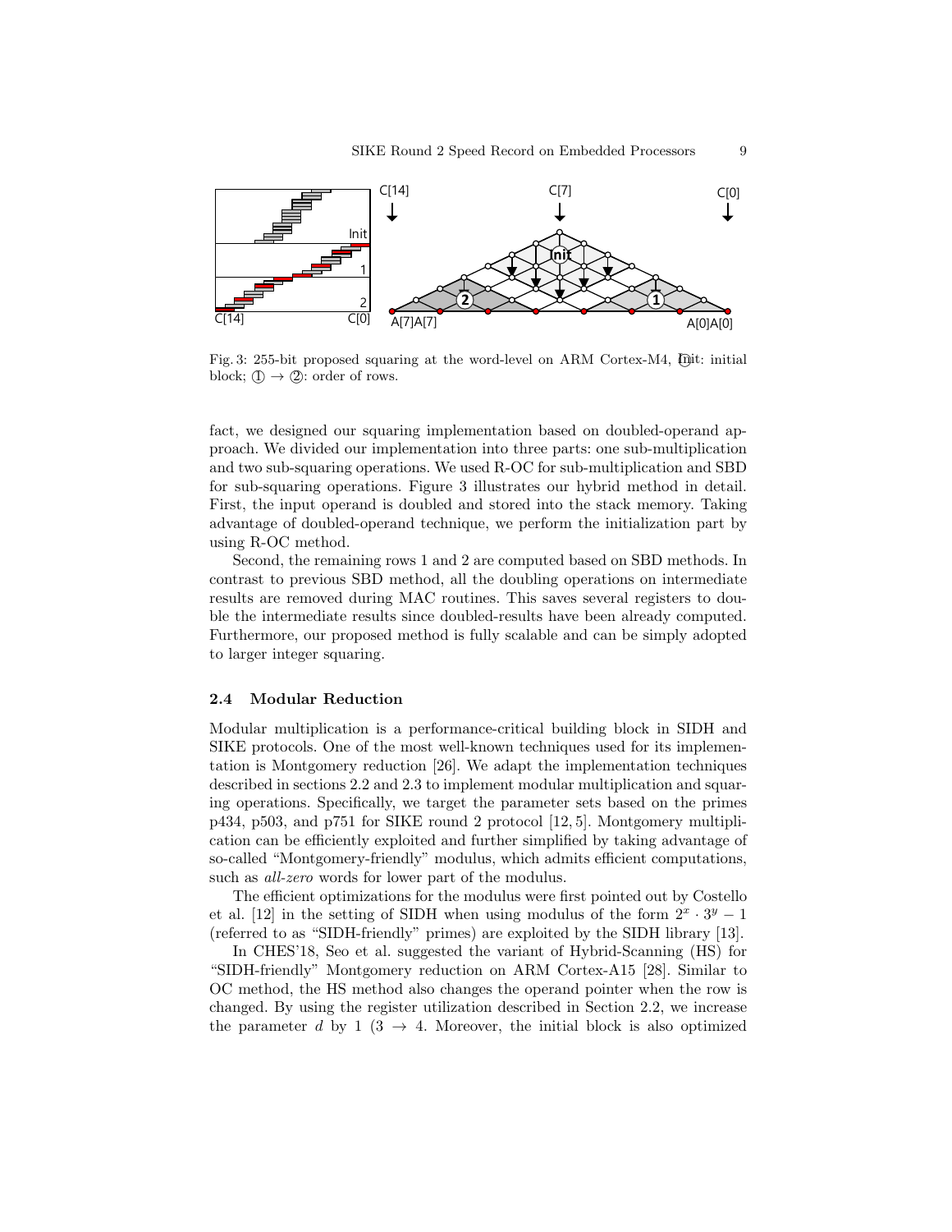Fig. 3: 255-bit proposed squaring at the word-level on ARM Cortex-M4, (Init): initial block; ① → ②: order of rows.

fact, we designed our squaring implementation based on doubled-operand approach. We divided our implementation into three parts: one sub-multiplication and two sub-squaring operations. We used R-OC for sub-multiplication and SBD for sub-squaring operations. Figure 3 illustrates our hybrid method in detail. First, the input operand is doubled and stored into the stack memory. Taking advantage of doubled-operand technique, we perform the initialization part by using R-OC method.

Second, the remaining rows 1 and 2 are computed based on SBD methods. In contrast to previous SBD method, all the doubling operations on intermediate results are removed during MAC routines. This saves several registers to double the intermediate results since doubled-results have been already computed. Furthermore, our proposed method is fully scalable and can be simply adopted to larger integer squaring.

### 2.4 Modular Reduction

Modular multiplication is a performance-critical building block in SIDH and SIKE protocols. One of the most well-known techniques used for its implementation is Montgomery reduction [26]. We adapt the implementation techniques described in sections 2.2 and 2.3 to implement modular multiplication and squaring operations. Specifically, we target the parameter sets based on the primes p434, p503, and p751 for SIKE round 2 protocol [12, 5]. Montgomery multiplication can be efficiently exploited and further simplified by taking advantage of so-called "Montgomery-friendly" modulus, which admits efficient computations, such as *all-zero* words for lower part of the modulus.

The efficient optimizations for the modulus were first pointed out by Costello et al. [12] in the setting of SIDH when using modulus of the form $2^x \cdot 3^y - 1$ (referred to as "SIDH-friendly" primes) are exploited by the SIDH library [13].

In CHES'18, Seo et al. suggested the variant of Hybrid-Scanning (HS) for "SIDH-friendly" Montgomery reduction on ARM Cortex-A15 [28]. Similar to OC method, the HS method also changes the operand pointer when the row is changed. By using the register utilization described in Section 2.2, we increase the parameter $d$ by 1 ($3 \rightarrow 4$. Moreover, the initial block is also optimized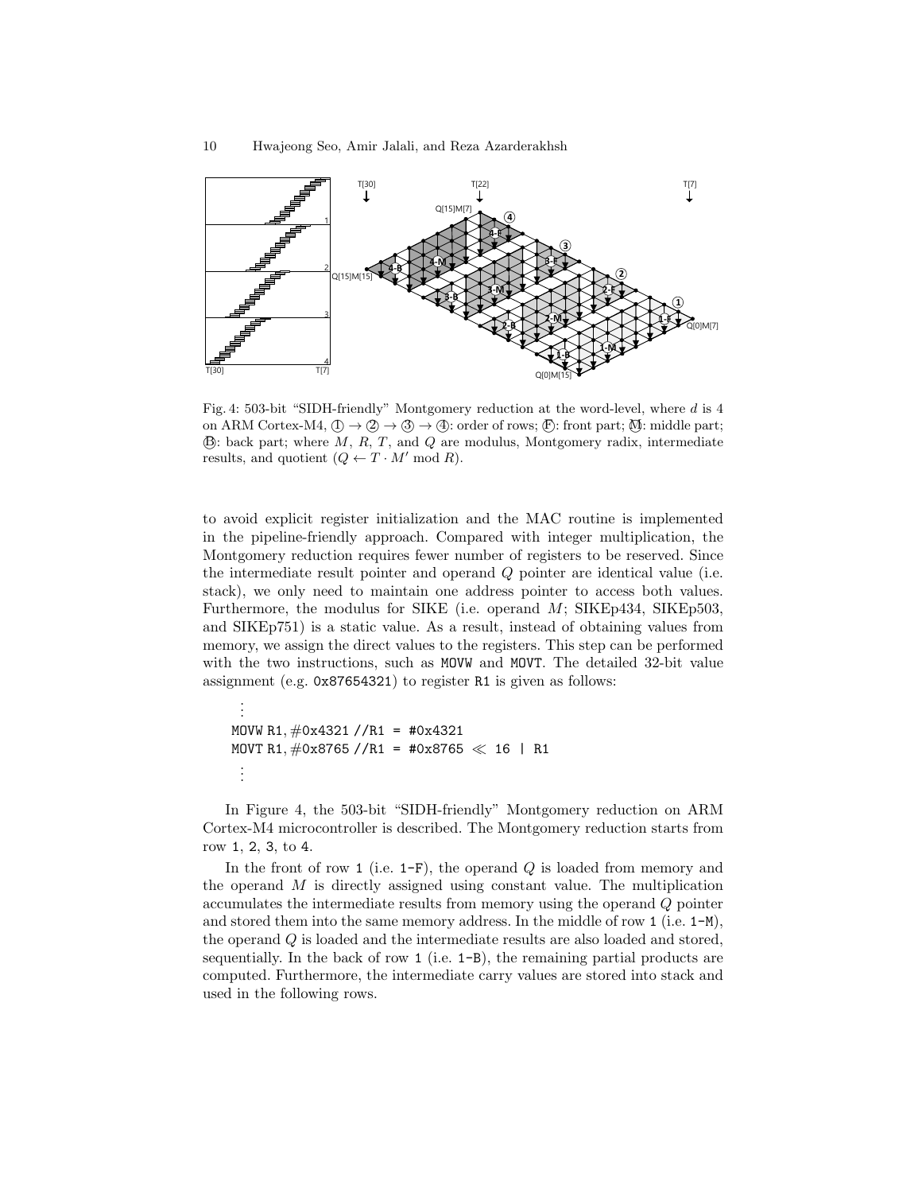Fig. 4: 503-bit "SIDH-friendly" Montgomery reduction at the word-level, where $d$ is 4 on ARM Cortex-M4, ① → ② → ③ → ④: order of rows; Ⓕ: front part; Ⓜ: middle part; Ⓑ: back part; where $M$, $R$, $T$, and $Q$ are modulus, Montgomery radix, intermediate results, and quotient ($Q \leftarrow T \cdot M' \bmod R$).

to avoid explicit register initialization and the MAC routine is implemented in the pipeline-friendly approach. Compared with integer multiplication, the Montgomery reduction requires fewer number of registers to be reserved. Since the intermediate result pointer and operand $Q$ pointer are identical value (i.e. stack), we only need to maintain one address pointer to access both values. Furthermore, the modulus for SIKE (i.e. operand $M$; SIKEp434, SIKEp503, and SIKEp751) is a static value. As a result, instead of obtaining values from memory, we assign the direct values to the registers. This step can be performed with the two instructions, such as `MOVW` and `MOVT`. The detailed 32-bit value assignment (e.g. `0x87654321`) to register `R1` is given as follows:

```
 ⋮
MOVW R1, #0x4321 //R1 = #0x4321
MOVT R1, #0x8765 //R1 = #0x8765 ≪ 16 | R1
 ⋮
```

In Figure 4, the 503-bit "SIDH-friendly" Montgomery reduction on ARM Cortex-M4 microcontroller is described. The Montgomery reduction starts from row 1, 2, 3, to 4.

In the front of row 1 (i.e. 1-F), the operand $Q$ is loaded from memory and the operand $M$ is directly assigned using constant value. The multiplication accumulates the intermediate results from memory using the operand $Q$ pointer and stored them into the same memory address. In the middle of row 1 (i.e. 1-M), the operand $Q$ is loaded and the intermediate results are also loaded and stored, sequentially. In the back of row 1 (i.e. 1-B), the remaining partial products are computed. Furthermore, the intermediate carry values are stored into stack and used in the following rows.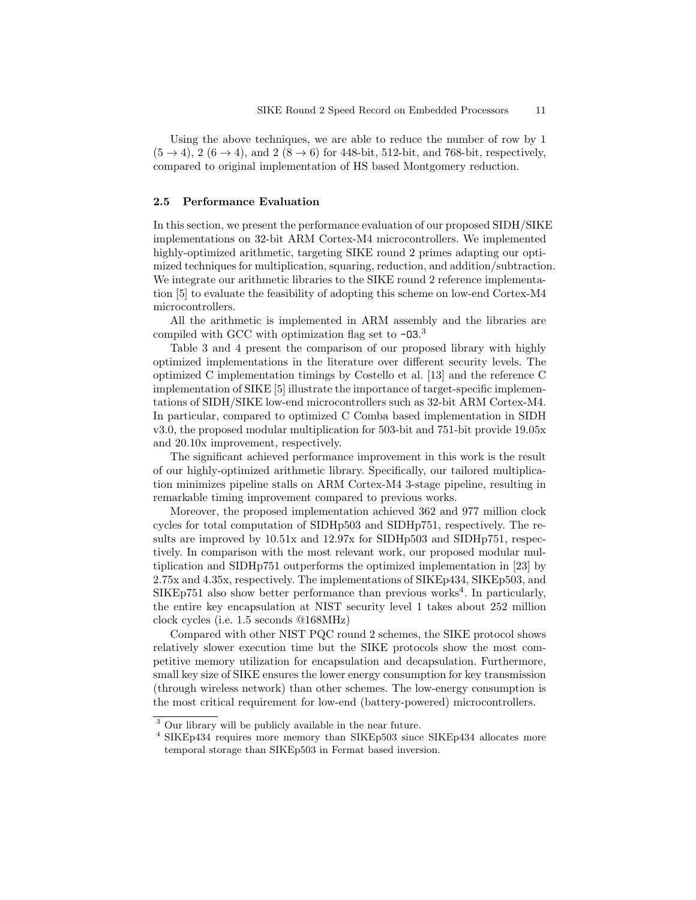Using the above techniques, we are able to reduce the number of row by 1 ($5 \rightarrow 4$), 2 ($6 \rightarrow 4$), and 2 ($8 \rightarrow 6$) for 448-bit, 512-bit, and 768-bit, respectively, compared to original implementation of HS based Montgomery reduction.

### 2.5 Performance Evaluation

In this section, we present the performance evaluation of our proposed SIDH/SIKE implementations on 32-bit ARM Cortex-M4 microcontrollers. We implemented highly-optimized arithmetic, targeting SIKE round 2 primes adapting our optimized techniques for multiplication, squaring, reduction, and addition/subtraction. We integrate our arithmetic libraries to the SIKE round 2 reference implementation [5] to evaluate the feasibility of adopting this scheme on low-end Cortex-M4 microcontrollers.

All the arithmetic is implemented in ARM assembly and the libraries are compiled with GCC with optimization flag set to `-O3`.[3]

Table 3 and 4 present the comparison of our proposed library with highly optimized implementations in the literature over different security levels. The optimized C implementation timings by Costello et al. [13] and the reference C implementation of SIKE [5] illustrate the importance of target-specific implementations of SIDH/SIKE low-end microcontrollers such as 32-bit ARM Cortex-M4. In particular, compared to optimized C Comba based implementation in SIDH v3.0, the proposed modular multiplication for 503-bit and 751-bit provide 19.05x and 20.10x improvement, respectively.

The significant achieved performance improvement in this work is the result of our highly-optimized arithmetic library. Specifically, our tailored multiplication minimizes pipeline stalls on ARM Cortex-M4 3-stage pipeline, resulting in remarkable timing improvement compared to previous works.

Moreover, the proposed implementation achieved 362 and 977 million clock cycles for total computation of SIDHp503 and SIDHp751, respectively. The results are improved by 10.51x and 12.97x for SIDHp503 and SIDHp751, respectively. In comparison with the most relevant work, our proposed modular multiplication and SIDHp751 outperforms the optimized implementation in [23] by 2.75x and 4.35x, respectively. The implementations of SIKEp434, SIKEp503, and SIKEp751 also show better performance than previous works[4]. In particularly, the entire key encapsulation at NIST security level 1 takes about 252 million clock cycles (i.e. 1.5 seconds @168MHz)

Compared with other NIST PQC round 2 schemes, the SIKE protocol shows relatively slower execution time but the SIKE protocols show the most competitive memory utilization for encapsulation and decapsulation. Furthermore, small key size of SIKE ensures the lower energy consumption for key transmission (through wireless network) than other schemes. The low-energy consumption is the most critical requirement for low-end (battery-powered) microcontrollers.

---

[3] Our library will be publicly available in the near future.

[4] SIKEp434 requires more memory than SIKEp503 since SIKEp434 allocates more temporal storage than SIKEp503 in Fermat based inversion.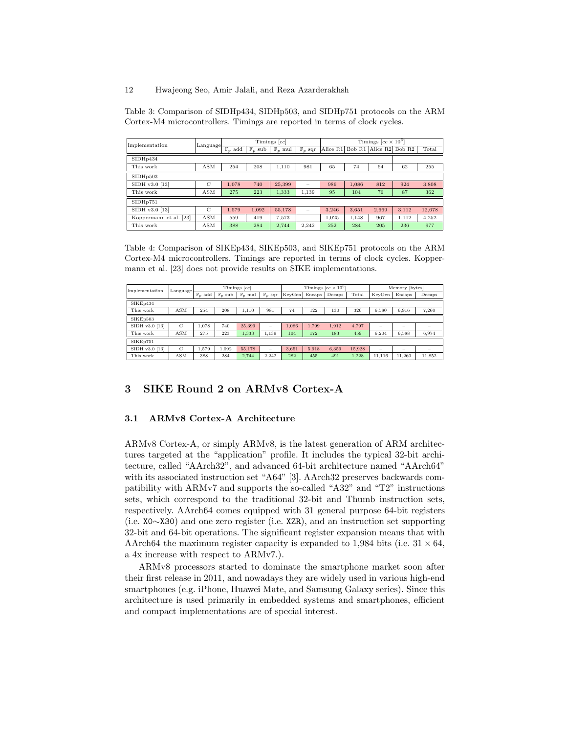Table 3: Comparison of SIDHp434, SIDHp503, and SIDHp751 protocols on the ARM Cortex-M4 microcontrollers. Timings are reported in terms of clock cycles.

| Implementation | Language | Timings [cc] | | | | Timings [cc × $10^6$] | | | | |
|---|---|---|---|---|---|---|---|---|---|---|
| | | $\mathbb{F}_p$ add | $\mathbb{F}_p$ sub | $\mathbb{F}_p$ mul | $\mathbb{F}_p$ sqr | Alice R1 | Bob R1 | Alice R2 | Bob R2 | Total |
| SIDHp434 | | | | | | | | | | |
| This work | ASM | 254 | 208 | 1,110 | 981 | 65 | 74 | 54 | 62 | 255 |
| SIDHp503 | | | | | | | | | | |
| SIDH v3.0 [13] | C | 1,078 | 740 | 25,399 | – | 986 | 1,086 | 812 | 924 | 3,808 |
| This work | ASM | 275 | 223 | 1,333 | 1,139 | 95 | 104 | 76 | 87 | 362 |
| SIDHp751 | | | | | | | | | | |
| SIDH v3.0 [13] | C | 1,579 | 1,092 | 55,178 | – | 3,246 | 3,651 | 2,669 | 3,112 | 12,678 |
| Koppermann et al. [23] | ASM | 559 | 419 | 7,573 | – | 1,025 | 1,148 | 967 | 1,112 | 4,252 |
| This work | ASM | 388 | 284 | 2,744 | 2,242 | 252 | 284 | 205 | 236 | 977 |

Table 4: Comparison of SIKEp434, SIKEp503, and SIKEp751 protocols on the ARM Cortex-M4 microcontrollers. Timings are reported in terms of clock cycles. Koppermann et al. [23] does not provide results on SIKE implementations.

| Implementation | Language | Timings [cc] | | | | Timings [cc × $10^6$] | | | | Memory [bytes] | | |
|---|---|---|---|---|---|---|---|---|---|---|---|---|
| | | $\mathbb{F}_p$ add | $\mathbb{F}_p$ sub | $\mathbb{F}_p$ mul | $\mathbb{F}_p$ sqr | KeyGen | Encaps | Decaps | Total | KeyGen | Encaps | Decaps |
| SIKEp434 | | | | | | | | | | | | |
| This work | ASM | 254 | 208 | 1,110 | 981 | 74 | 122 | 130 | 326 | 6,580 | 6,916 | 7,260 |
| SIKEp503 | | | | | | | | | | | | |
| SIDH v3.0 [13] | C | 1,078 | 740 | 25,399 | – | 1,086 | 1,799 | 1,912 | 4,797 | – | – | – |
| This work | ASM | 275 | 223 | 1,333 | 1,139 | 104 | 172 | 183 | 459 | 6,204 | 6,588 | 6,974 |
| SIKEp751 | | | | | | | | | | | | |
| SIDH v3.0 [13] | C | 1,579 | 1,092 | 55,178 | – | 3,651 | 5,918 | 6,359 | 15,928 | – | – | – |
| This work | ASM | 388 | 284 | 2,744 | 2,242 | 282 | 455 | 491 | 1,228 | 11,116 | 11,260 | 11,852 |

## 3 SIKE Round 2 on ARMv8 Cortex-A

### 3.1 ARMv8 Cortex-A Architecture

ARMv8 Cortex-A, or simply ARMv8, is the latest generation of ARM architectures targeted at the "application" profile. It includes the typical 32-bit architecture, called "AArch32", and advanced 64-bit architecture named "AArch64" with its associated instruction set "A64" [3]. AArch32 preserves backwards compatibility with ARMv7 and supports the so-called "A32" and "T2" instructions sets, which correspond to the traditional 32-bit and Thumb instruction sets, respectively. AArch64 comes equipped with 31 general purpose 64-bit registers (i.e. X0∼X30) and one zero register (i.e. XZR), and an instruction set supporting 32-bit and 64-bit operations. The significant register expansion means that with AArch64 the maximum register capacity is expanded to 1,984 bits (i.e. $31 \times 64$, a 4x increase with respect to ARMv7.).

ARMv8 processors started to dominate the smartphone market soon after their first release in 2011, and nowadays they are widely used in various high-end smartphones (e.g. iPhone, Huawei Mate, and Samsung Galaxy series). Since this architecture is used primarily in embedded systems and smartphones, efficient and compact implementations are of special interest.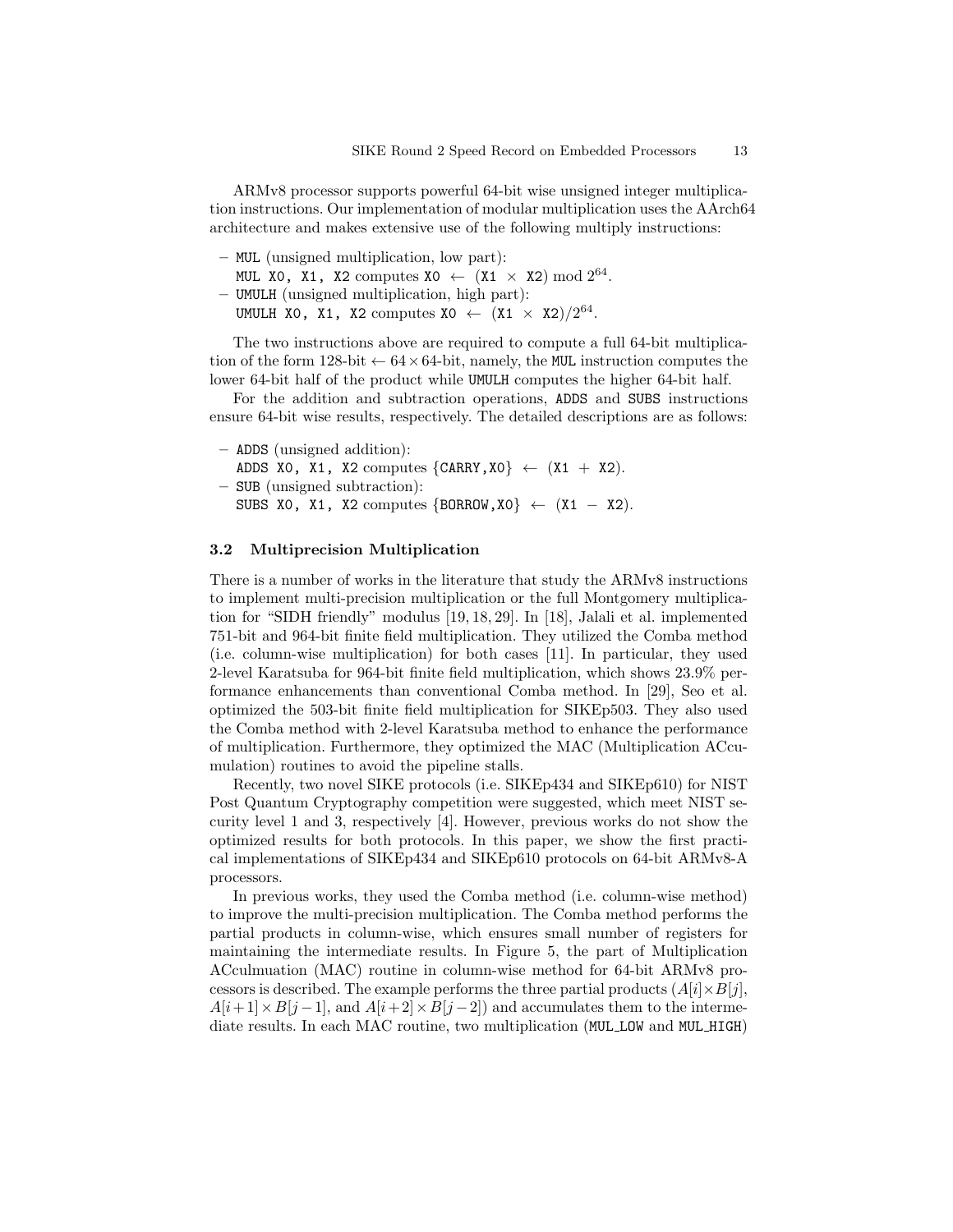ARMv8 processor supports powerful 64-bit wise unsigned integer multiplication instructions. Our implementation of modular multiplication uses the AArch64 architecture and makes extensive use of the following multiply instructions:

– `MUL` (unsigned multiplication, low part):
  `MUL X0, X1, X2` computes `X0` $\leftarrow$ (`X1` $\times$ `X2`) $\bmod 2^{64}$.
– `UMULH` (unsigned multiplication, high part):
  `UMULH X0, X1, X2` computes `X0` $\leftarrow$ (`X1` $\times$ `X2`)$/2^{64}$.

The two instructions above are required to compute a full 64-bit multiplication of the form 128-bit $\leftarrow 64 \times 64$-bit, namely, the `MUL` instruction computes the lower 64-bit half of the product while `UMULH` computes the higher 64-bit half.

For the addition and subtraction operations, `ADDS` and `SUBS` instructions ensure 64-bit wise results, respectively. The detailed descriptions are as follows:

– `ADDS` (unsigned addition):
  `ADDS X0, X1, X2` computes {`CARRY`,`X0`} $\leftarrow$ (`X1` + `X2`).
– `SUB` (unsigned subtraction):
  `SUBS X0, X1, X2` computes {`BORROW`,`X0`} $\leftarrow$ (`X1` $-$ `X2`).

### 3.2 Multiprecision Multiplication

There is a number of works in the literature that study the ARMv8 instructions to implement multi-precision multiplication or the full Montgomery multiplication for "SIDH friendly" modulus [19, 18, 29]. In [18], Jalali et al. implemented 751-bit and 964-bit finite field multiplication. They utilized the Comba method (i.e. column-wise multiplication) for both cases [11]. In particular, they used 2-level Karatsuba for 964-bit finite field multiplication, which shows 23.9% performance enhancements than conventional Comba method. In [29], Seo et al. optimized the 503-bit finite field multiplication for SIKEp503. They also used the Comba method with 2-level Karatsuba method to enhance the performance of multiplication. Furthermore, they optimized the MAC (Multiplication ACcumulation) routines to avoid the pipeline stalls.

Recently, two novel SIKE protocols (i.e. SIKEp434 and SIKEp610) for NIST Post Quantum Cryptography competition were suggested, which meet NIST security level 1 and 3, respectively [4]. However, previous works do not show the optimized results for both protocols. In this paper, we show the first practical implementations of SIKEp434 and SIKEp610 protocols on 64-bit ARMv8-A processors.

In previous works, they used the Comba method (i.e. column-wise method) to improve the multi-precision multiplication. The Comba method performs the partial products in column-wise, which ensures small number of registers for maintaining the intermediate results. In Figure 5, the part of Multiplication ACculmuation (MAC) routine in column-wise method for 64-bit ARMv8 processors is described. The example performs the three partial products ($A[i] \times B[j]$, $A[i+1] \times B[j-1]$, and $A[i+2] \times B[j-2]$) and accumulates them to the intermediate results. In each MAC routine, two multiplication (`MUL_LOW` and `MUL_HIGH`)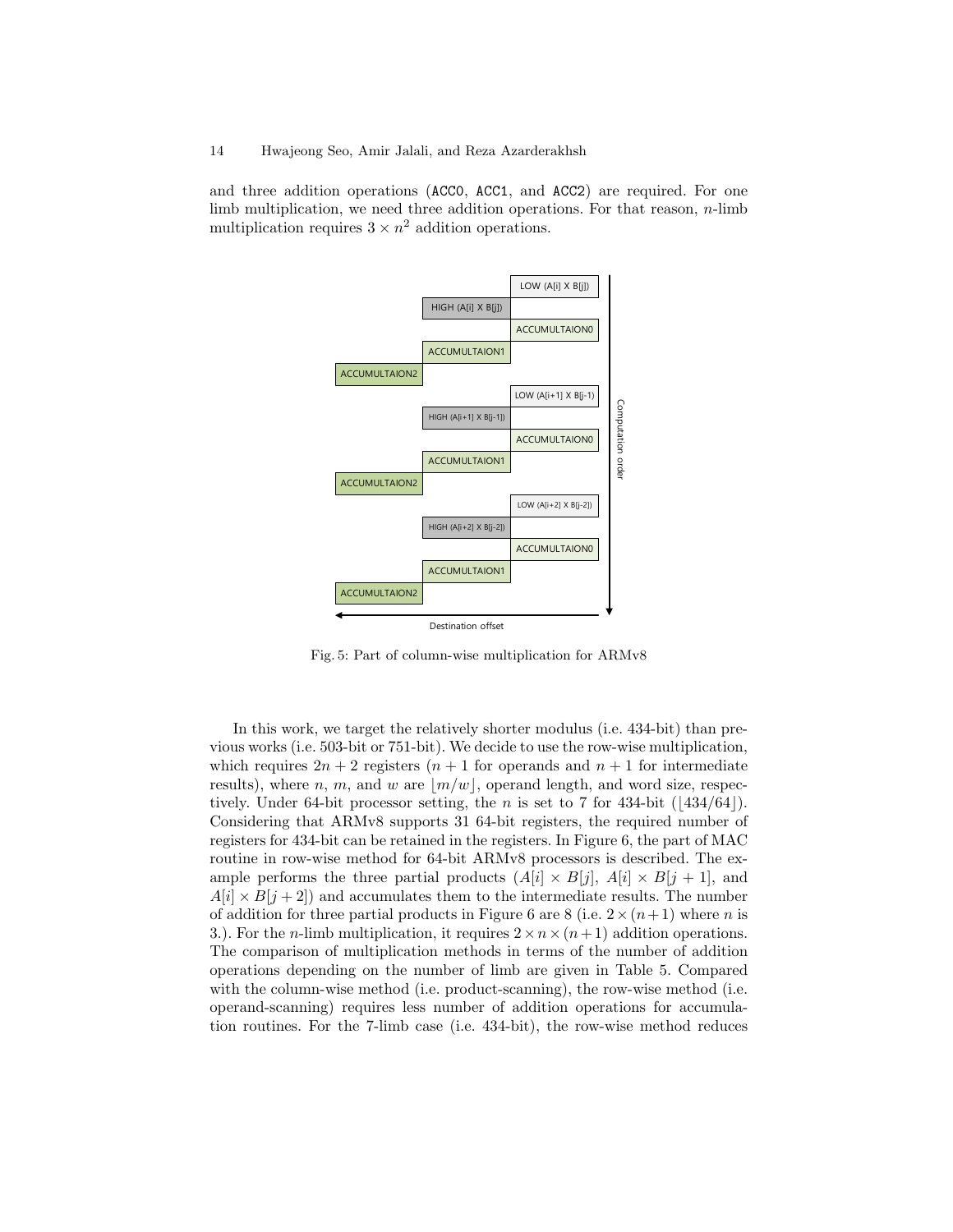and three addition operations (ACC0, ACC1, and ACC2) are required. For one limb multiplication, we need three addition operations. For that reason, $n$-limb multiplication requires $3 \times n^2$ addition operations.

Fig. 5: Part of column-wise multiplication for ARMv8

In this work, we target the relatively shorter modulus (i.e. 434-bit) than previous works (i.e. 503-bit or 751-bit). We decide to use the row-wise multiplication, which requires $2n + 2$ registers ($n + 1$ for operands and $n + 1$ for intermediate results), where $n$, $m$, and $w$ are $\lfloor m/w \rfloor$, operand length, and word size, respectively. Under 64-bit processor setting, the $n$ is set to 7 for 434-bit ($\lfloor 434/64 \rfloor$). Considering that ARMv8 supports 31 64-bit registers, the required number of registers for 434-bit can be retained in the registers. In Figure 6, the part of MAC routine in row-wise method for 64-bit ARMv8 processors is described. The example performs the three partial products ($A[i] \times B[j]$, $A[i] \times B[j+1]$, and $A[i] \times B[j+2]$) and accumulates them to the intermediate results. The number of addition for three partial products in Figure 6 are 8 (i.e. $2 \times (n+1)$ where $n$ is 3.). For the $n$-limb multiplication, it requires $2 \times n \times (n+1)$ addition operations. The comparison of multiplication methods in terms of the number of addition operations depending on the number of limb are given in Table 5. Compared with the column-wise method (i.e. product-scanning), the row-wise method (i.e. operand-scanning) requires less number of addition operations for accumulation routines. For the 7-limb case (i.e. 434-bit), the row-wise method reduces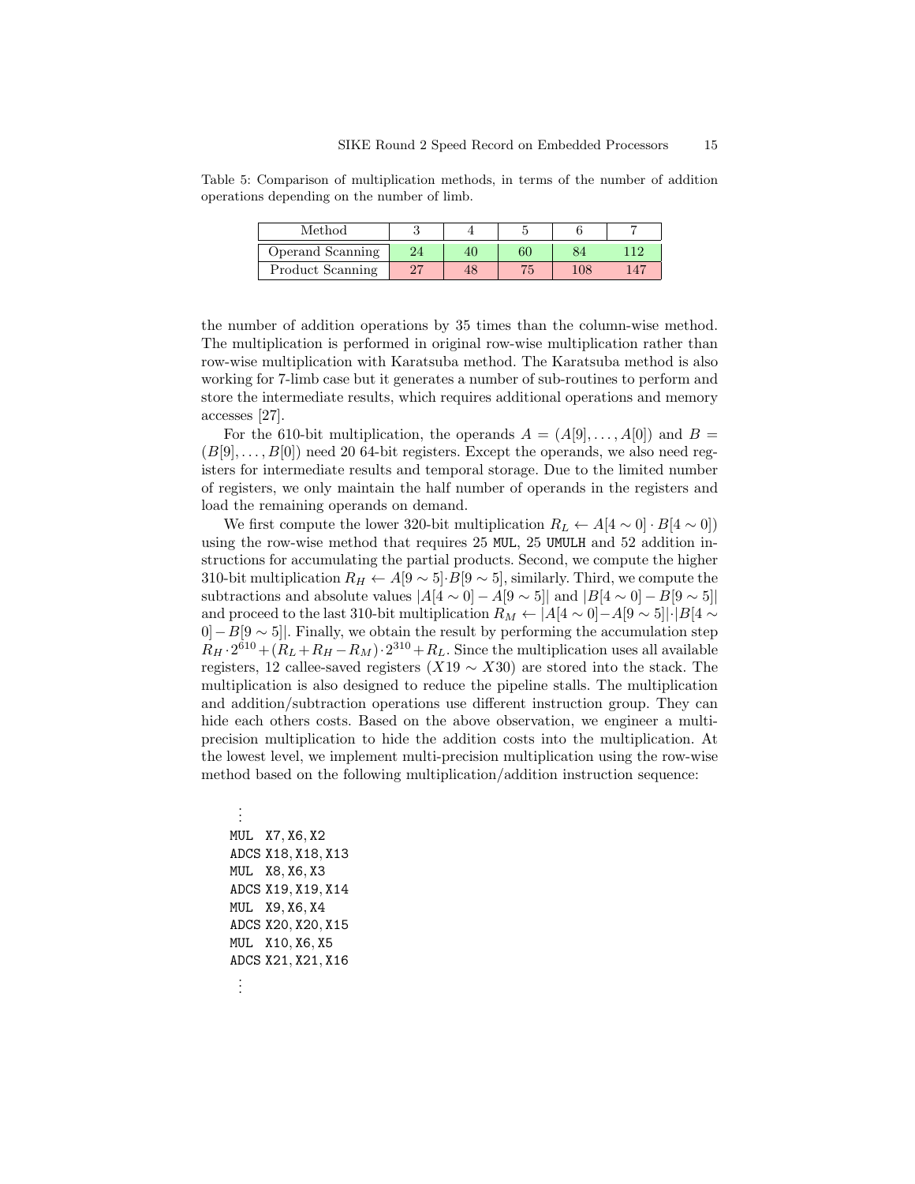Table 5: Comparison of multiplication methods, in terms of the number of addition operations depending on the number of limb.

| Method | 3 | 4 | 5 | 6 | 7 |
|---|---|---|---|---|---|
| Operand Scanning | 24 | 40 | 60 | 84 | 112 |
| Product Scanning | 27 | 48 | 75 | 108 | 147 |

the number of addition operations by 35 times than the column-wise method. The multiplication is performed in original row-wise multiplication rather than row-wise multiplication with Karatsuba method. The Karatsuba method is also working for 7-limb case but it generates a number of sub-routines to perform and store the intermediate results, which requires additional operations and memory accesses [27].

For the 610-bit multiplication, the operands $A = (A[9], \ldots, A[0])$ and $B = (B[9], \ldots, B[0])$ need 20 64-bit registers. Except the operands, we also need registers for intermediate results and temporal storage. Due to the limited number of registers, we only maintain the half number of operands in the registers and load the remaining operands on demand.

We first compute the lower 320-bit multiplication $R_L \leftarrow A[4 \sim 0] \cdot B[4 \sim 0])$ using the row-wise method that requires 25 `MUL`, 25 `UMULH` and 52 addition instructions for accumulating the partial products. Second, we compute the higher 310-bit multiplication $R_H \leftarrow A[9 \sim 5] \cdot B[9 \sim 5]$, similarly. Third, we compute the subtractions and absolute values $|A[4 \sim 0] - A[9 \sim 5]|$ and $|B[4 \sim 0] - B[9 \sim 5]|$ and proceed to the last 310-bit multiplication $R_M \leftarrow |A[4 \sim 0] - A[9 \sim 5]| \cdot |B[4 \sim 0] - B[9 \sim 5]|$. Finally, we obtain the result by performing the accumulation step $R_H \cdot 2^{610} + (R_L + R_H - R_M) \cdot 2^{310} + R_L$. Since the multiplication uses all available registers, 12 callee-saved registers ($X19 \sim X30$) are stored into the stack. The multiplication is also designed to reduce the pipeline stalls. The multiplication and addition/subtraction operations use different instruction group. They can hide each others costs. Based on the above observation, we engineer a multi-precision multiplication to hide the addition costs into the multiplication. At the lowest level, we implement multi-precision multiplication using the row-wise method based on the following multiplication/addition instruction sequence:

```
  ⋮
MUL  X7, X6, X2
ADCS X18, X18, X13
MUL  X8, X6, X3
ADCS X19, X19, X14
MUL  X9, X6, X4
ADCS X20, X20, X15
MUL  X10, X6, X5
ADCS X21, X21, X16
  ⋮
```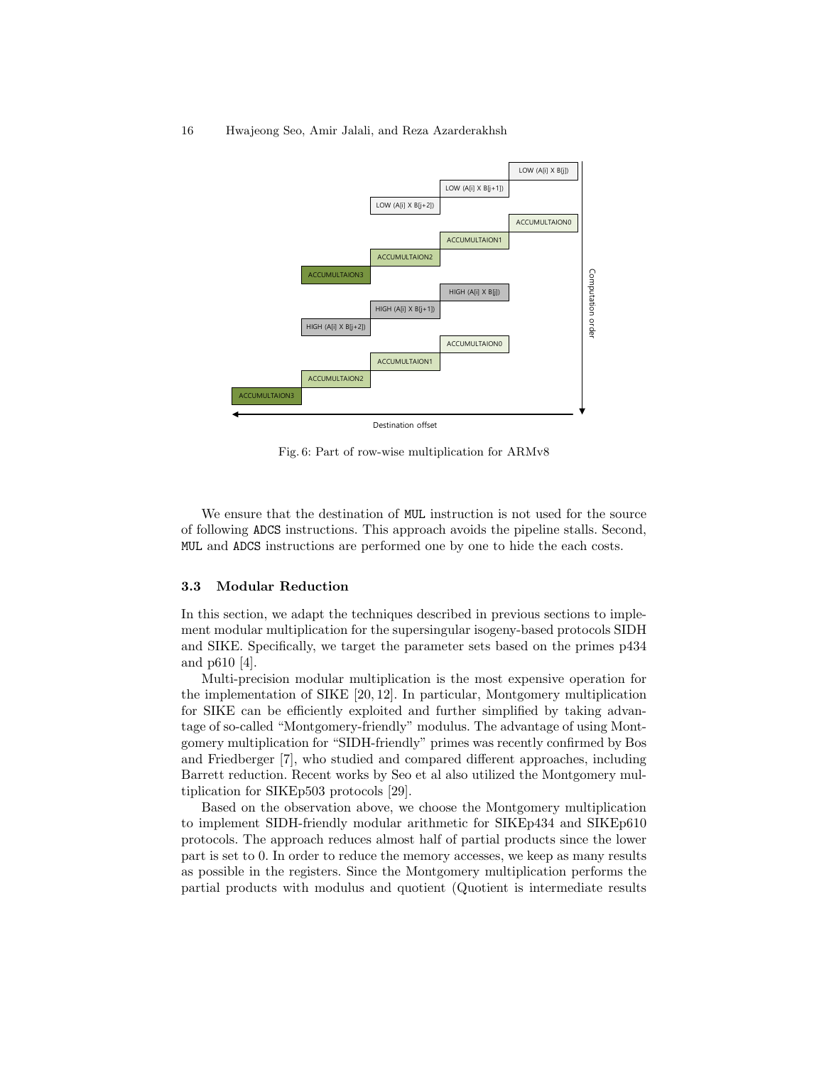Fig. 6: Part of row-wise multiplication for ARMv8

We ensure that the destination of MUL instruction is not used for the source of following ADCS instructions. This approach avoids the pipeline stalls. Second, MUL and ADCS instructions are performed one by one to hide the each costs.

### 3.3 Modular Reduction

In this section, we adapt the techniques described in previous sections to implement modular multiplication for the supersingular isogeny-based protocols SIDH and SIKE. Specifically, we target the parameter sets based on the primes p434 and p610 [4].

Multi-precision modular multiplication is the most expensive operation for the implementation of SIKE [20, 12]. In particular, Montgomery multiplication for SIKE can be efficiently exploited and further simplified by taking advantage of so-called "Montgomery-friendly" modulus. The advantage of using Montgomery multiplication for "SIDH-friendly" primes was recently confirmed by Bos and Friedberger [7], who studied and compared different approaches, including Barrett reduction. Recent works by Seo et al also utilized the Montgomery multiplication for SIKEp503 protocols [29].

Based on the observation above, we choose the Montgomery multiplication to implement SIDH-friendly modular arithmetic for SIKEp434 and SIKEp610 protocols. The approach reduces almost half of partial products since the lower part is set to 0. In order to reduce the memory accesses, we keep as many results as possible in the registers. Since the Montgomery multiplication performs the partial products with modulus and quotient (Quotient is intermediate results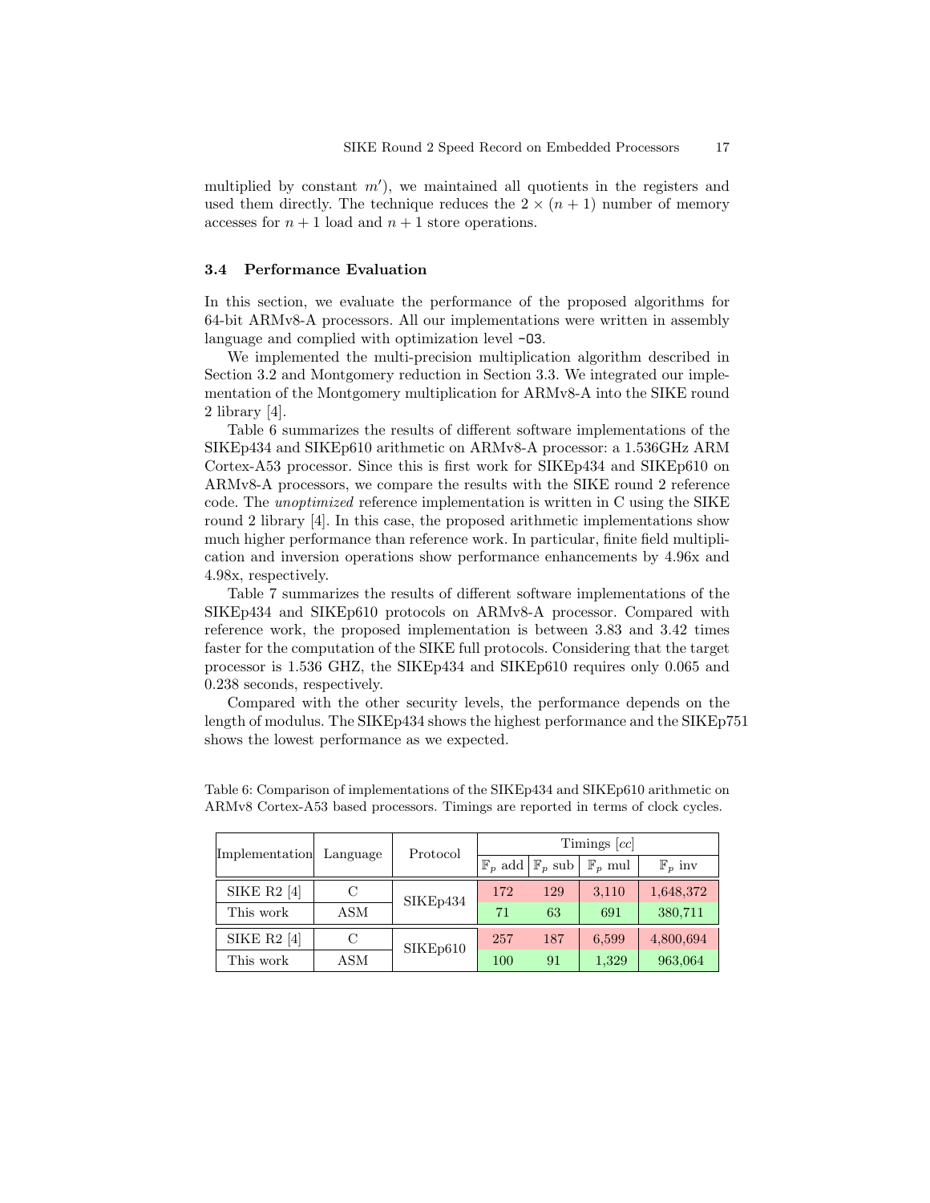multiplied by constant $m'$), we maintained all quotients in the registers and used them directly. The technique reduces the $2 \times (n+1)$ number of memory accesses for $n+1$ load and $n+1$ store operations.

### 3.4 Performance Evaluation

In this section, we evaluate the performance of the proposed algorithms for 64-bit ARMv8-A processors. All our implementations were written in assembly language and complied with optimization level `-O3`.

We implemented the multi-precision multiplication algorithm described in Section 3.2 and Montgomery reduction in Section 3.3. We integrated our implementation of the Montgomery multiplication for ARMv8-A into the SIKE round 2 library [4].

Table 6 summarizes the results of different software implementations of the SIKEp434 and SIKEp610 arithmetic on ARMv8-A processor: a 1.536GHz ARM Cortex-A53 processor. Since this is first work for SIKEp434 and SIKEp610 on ARMv8-A processors, we compare the results with the SIKE round 2 reference code. The *unoptimized* reference implementation is written in C using the SIKE round 2 library [4]. In this case, the proposed arithmetic implementations show much higher performance than reference work. In particular, finite field multiplication and inversion operations show performance enhancements by 4.96x and 4.98x, respectively.

Table 7 summarizes the results of different software implementations of the SIKEp434 and SIKEp610 protocols on ARMv8-A processor. Compared with reference work, the proposed implementation is between 3.83 and 3.42 times faster for the computation of the SIKE full protocols. Considering that the target processor is 1.536 GHZ, the SIKEp434 and SIKEp610 requires only 0.065 and 0.238 seconds, respectively.

Compared with the other security levels, the performance depends on the length of modulus. The SIKEp434 shows the highest performance and the SIKEp751 shows the lowest performance as we expected.

Table 6: Comparison of implementations of the SIKEp434 and SIKEp610 arithmetic on ARMv8 Cortex-A53 based processors. Timings are reported in terms of clock cycles.

| Implementation | Language | Protocol | Timings $[cc]$ | | | |
|---|---|---|---|---|---|---|
| | | | $\mathbb{F}_p$ add | $\mathbb{F}_p$ sub | $\mathbb{F}_p$ mul | $\mathbb{F}_p$ inv |
| SIKE R2 [4] | C | SIKEp434 | 172 | 129 | 3,110 | 1,648,372 |
| This work | ASM | | 71 | 63 | 691 | 380,711 |
| SIKE R2 [4] | C | SIKEp610 | 257 | 187 | 6,599 | 4,800,694 |
| This work | ASM | | 100 | 91 | 1,329 | 963,064 |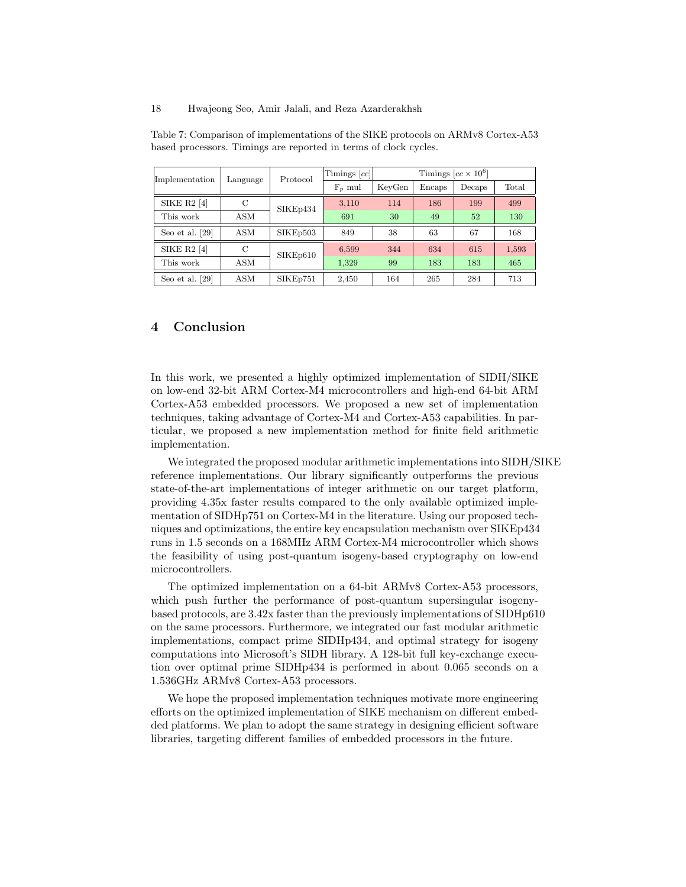Table 7: Comparison of implementations of the SIKE protocols on ARMv8 Cortex-A53 based processors. Timings are reported in terms of clock cycles.

| Implementation | Language | Protocol | Timings $[cc]$ | Timings $[cc \times 10^6]$ | | | |
|---|---|---|---|---|---|---|---|
| | | | $\mathbb{F}_p$ mul | KeyGen | Encaps | Decaps | Total |
| SIKE R2 [4] | C | SIKEp434 | 3,110 | 114 | 186 | 199 | 499 |
| This work | ASM | | 691 | 30 | 49 | 52 | 130 |
| Seo et al. [29] | ASM | SIKEp503 | 849 | 38 | 63 | 67 | 168 |
| SIKE R2 [4] | C | SIKEp610 | 6,599 | 344 | 634 | 615 | 1,593 |
| This work | ASM | | 1,329 | 99 | 183 | 183 | 465 |
| Seo et al. [29] | ASM | SIKEp751 | 2,450 | 164 | 265 | 284 | 713 |

## 4 Conclusion

In this work, we presented a highly optimized implementation of SIDH/SIKE on low-end 32-bit ARM Cortex-M4 microcontrollers and high-end 64-bit ARM Cortex-A53 embedded processors. We proposed a new set of implementation techniques, taking advantage of Cortex-M4 and Cortex-A53 capabilities. In particular, we proposed a new implementation method for finite field arithmetic implementation.

We integrated the proposed modular arithmetic implementations into SIDH/SIKE reference implementations. Our library significantly outperforms the previous state-of-the-art implementations of integer arithmetic on our target platform, providing 4.35x faster results compared to the only available optimized implementation of SIDHp751 on Cortex-M4 in the literature. Using our proposed techniques and optimizations, the entire key encapsulation mechanism over SIKEp434 runs in 1.5 seconds on a 168MHz ARM Cortex-M4 microcontroller which shows the feasibility of using post-quantum isogeny-based cryptography on low-end microcontrollers.

The optimized implementation on a 64-bit ARMv8 Cortex-A53 processors, which push further the performance of post-quantum supersingular isogeny-based protocols, are 3.42x faster than the previously implementations of SIDHp610 on the same processors. Furthermore, we integrated our fast modular arithmetic implementations, compact prime SIDHp434, and optimal strategy for isogeny computations into Microsoft's SIDH library. A 128-bit full key-exchange execution over optimal prime SIDHp434 is performed in about 0.065 seconds on a 1.536GHz ARMv8 Cortex-A53 processors.

We hope the proposed implementation techniques motivate more engineering efforts on the optimized implementation of SIKE mechanism on different embedded platforms. We plan to adopt the same strategy in designing efficient software libraries, targeting different families of embedded processors in the future.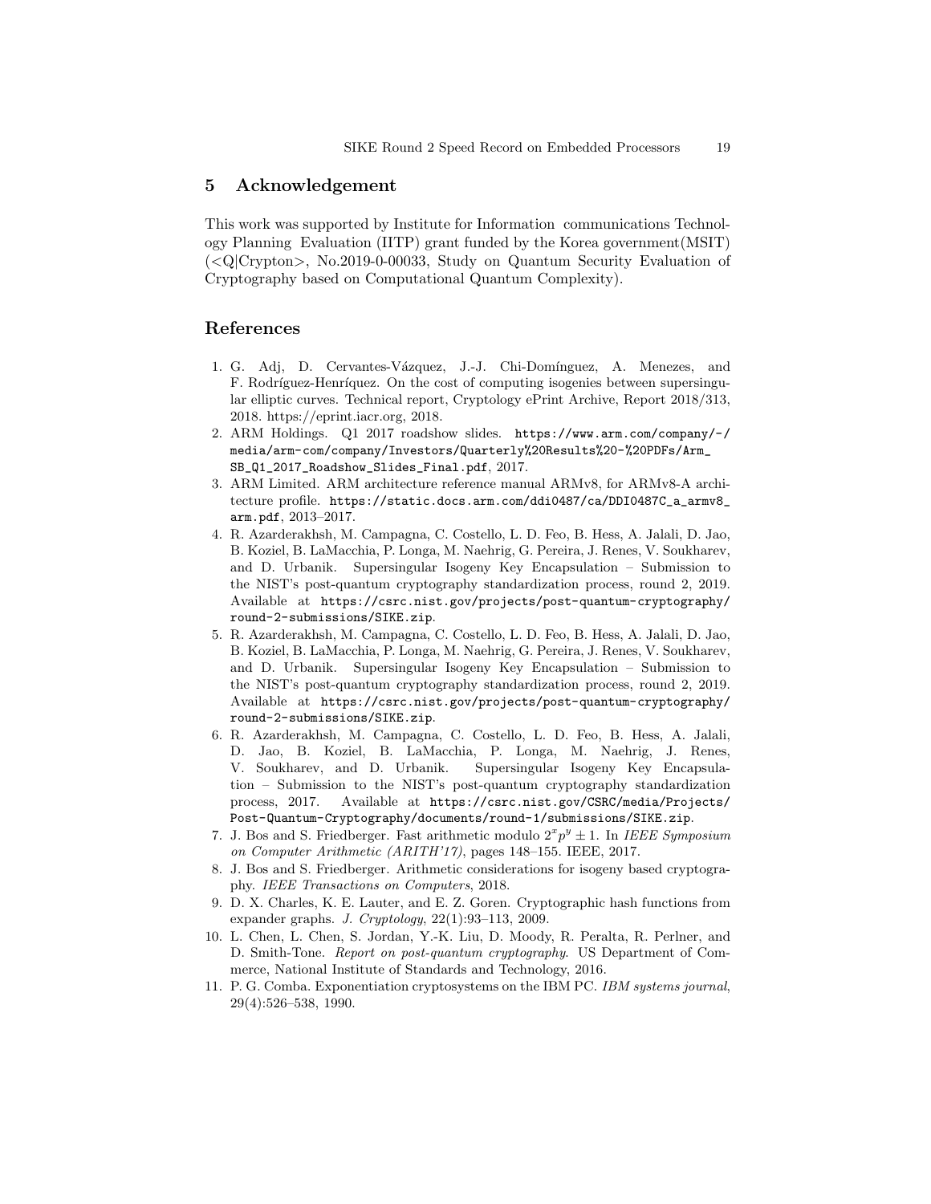## 5 Acknowledgement

This work was supported by Institute for Information communications Technology Planning Evaluation (IITP) grant funded by the Korea government(MSIT) (<Q|Crypton>, No.2019-0-00033, Study on Quantum Security Evaluation of Cryptography based on Computational Quantum Complexity).

## References

1. G. Adj, D. Cervantes-Vázquez, J.-J. Chi-Domínguez, A. Menezes, and F. Rodríguez-Henríquez. On the cost of computing isogenies between supersingular elliptic curves. Technical report, Cryptology ePrint Archive, Report 2018/313, 2018. https://eprint.iacr.org, 2018.
2. ARM Holdings. Q1 2017 roadshow slides. `https://www.arm.com/company/-/media/arm-com/company/Investors/Quarterly%20Results%20-%20PDFs/Arm_SB_Q1_2017_Roadshow_Slides_Final.pdf`, 2017.
3. ARM Limited. ARM architecture reference manual ARMv8, for ARMv8-A architecture profile. `https://static.docs.arm.com/ddi0487/ca/DDI0487C_a_armv8_arm.pdf`, 2013–2017.
4. R. Azarderakhsh, M. Campagna, C. Costello, L. D. Feo, B. Hess, A. Jalali, D. Jao, B. Koziel, B. LaMacchia, P. Longa, M. Naehrig, G. Pereira, J. Renes, V. Soukharev, and D. Urbanik. Supersingular Isogeny Key Encapsulation – Submission to the NIST's post-quantum cryptography standardization process, round 2, 2019. Available at `https://csrc.nist.gov/projects/post-quantum-cryptography/round-2-submissions/SIKE.zip`.
5. R. Azarderakhsh, M. Campagna, C. Costello, L. D. Feo, B. Hess, A. Jalali, D. Jao, B. Koziel, B. LaMacchia, P. Longa, M. Naehrig, G. Pereira, J. Renes, V. Soukharev, and D. Urbanik. Supersingular Isogeny Key Encapsulation – Submission to the NIST's post-quantum cryptography standardization process, round 2, 2019. Available at `https://csrc.nist.gov/projects/post-quantum-cryptography/round-2-submissions/SIKE.zip`.
6. R. Azarderakhsh, M. Campagna, C. Costello, L. D. Feo, B. Hess, A. Jalali, D. Jao, B. Koziel, B. LaMacchia, P. Longa, M. Naehrig, J. Renes, V. Soukharev, and D. Urbanik. Supersingular Isogeny Key Encapsulation – Submission to the NIST's post-quantum cryptography standardization process, 2017. Available at `https://csrc.nist.gov/CSRC/media/Projects/Post-Quantum-Cryptography/documents/round-1/submissions/SIKE.zip`.
7. J. Bos and S. Friedberger. Fast arithmetic modulo $2^x p^y \pm 1$. In *IEEE Symposium on Computer Arithmetic (ARITH'17)*, pages 148–155. IEEE, 2017.
8. J. Bos and S. Friedberger. Arithmetic considerations for isogeny based cryptography. *IEEE Transactions on Computers*, 2018.
9. D. X. Charles, K. E. Lauter, and E. Z. Goren. Cryptographic hash functions from expander graphs. *J. Cryptology*, 22(1):93–113, 2009.
10. L. Chen, L. Chen, S. Jordan, Y.-K. Liu, D. Moody, R. Peralta, R. Perlner, and D. Smith-Tone. *Report on post-quantum cryptography*. US Department of Commerce, National Institute of Standards and Technology, 2016.
11. P. G. Comba. Exponentiation cryptosystems on the IBM PC. *IBM systems journal*, 29(4):526–538, 1990.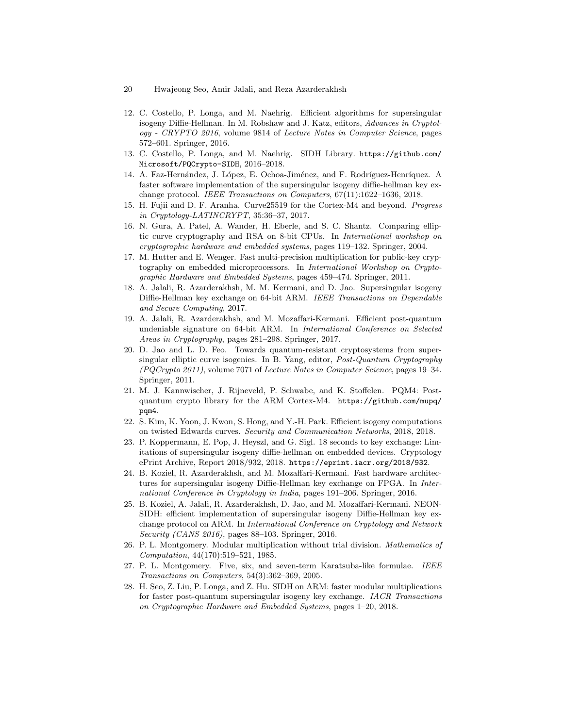12. C. Costello, P. Longa, and M. Naehrig. Efficient algorithms for supersingular isogeny Diffie-Hellman. In M. Robshaw and J. Katz, editors, *Advances in Cryptology - CRYPTO 2016*, volume 9814 of *Lecture Notes in Computer Science*, pages 572–601. Springer, 2016.
13. C. Costello, P. Longa, and M. Naehrig. SIDH Library. `https://github.com/Microsoft/PQCrypto-SIDH`, 2016–2018.
14. A. Faz-Hernández, J. López, E. Ochoa-Jiménez, and F. Rodríguez-Henríquez. A faster software implementation of the supersingular isogeny diffie-hellman key exchange protocol. *IEEE Transactions on Computers*, 67(11):1622–1636, 2018.
15. H. Fujii and D. F. Aranha. Curve25519 for the Cortex-M4 and beyond. *Progress in Cryptology-LATINCRYPT*, 35:36–37, 2017.
16. N. Gura, A. Patel, A. Wander, H. Eberle, and S. C. Shantz. Comparing elliptic curve cryptography and RSA on 8-bit CPUs. In *International workshop on cryptographic hardware and embedded systems*, pages 119–132. Springer, 2004.
17. M. Hutter and E. Wenger. Fast multi-precision multiplication for public-key cryptography on embedded microprocessors. In *International Workshop on Cryptographic Hardware and Embedded Systems*, pages 459–474. Springer, 2011.
18. A. Jalali, R. Azarderakhsh, M. M. Kermani, and D. Jao. Supersingular isogeny Diffie-Hellman key exchange on 64-bit ARM. *IEEE Transactions on Dependable and Secure Computing*, 2017.
19. A. Jalali, R. Azarderakhsh, and M. Mozaffari-Kermani. Efficient post-quantum undeniable signature on 64-bit ARM. In *International Conference on Selected Areas in Cryptography*, pages 281–298. Springer, 2017.
20. D. Jao and L. D. Feo. Towards quantum-resistant cryptosystems from supersingular elliptic curve isogenies. In B. Yang, editor, *Post-Quantum Cryptography (PQCrypto 2011)*, volume 7071 of *Lecture Notes in Computer Science*, pages 19–34. Springer, 2011.
21. M. J. Kannwischer, J. Rijneveld, P. Schwabe, and K. Stoffelen. PQM4: Post-quantum crypto library for the ARM Cortex-M4. `https://github.com/mupq/pqm4`.
22. S. Kim, K. Yoon, J. Kwon, S. Hong, and Y.-H. Park. Efficient isogeny computations on twisted Edwards curves. *Security and Communication Networks*, 2018, 2018.
23. P. Koppermann, E. Pop, J. Heyszl, and G. Sigl. 18 seconds to key exchange: Limitations of supersingular isogeny diffie-hellman on embedded devices. Cryptology ePrint Archive, Report 2018/932, 2018. `https://eprint.iacr.org/2018/932`.
24. B. Koziel, R. Azarderakhsh, and M. Mozaffari-Kermani. Fast hardware architectures for supersingular isogeny Diffie-Hellman key exchange on FPGA. In *International Conference in Cryptology in India*, pages 191–206. Springer, 2016.
25. B. Koziel, A. Jalali, R. Azarderakhsh, D. Jao, and M. Mozaffari-Kermani. NEON-SIDH: efficient implementation of supersingular isogeny Diffie-Hellman key exchange protocol on ARM. In *International Conference on Cryptology and Network Security (CANS 2016)*, pages 88–103. Springer, 2016.
26. P. L. Montgomery. Modular multiplication without trial division. *Mathematics of Computation*, 44(170):519–521, 1985.
27. P. L. Montgomery. Five, six, and seven-term Karatsuba-like formulae. *IEEE Transactions on Computers*, 54(3):362–369, 2005.
28. H. Seo, Z. Liu, P. Longa, and Z. Hu. SIDH on ARM: faster modular multiplications for faster post-quantum supersingular isogeny key exchange. *IACR Transactions on Cryptographic Hardware and Embedded Systems*, pages 1–20, 2018.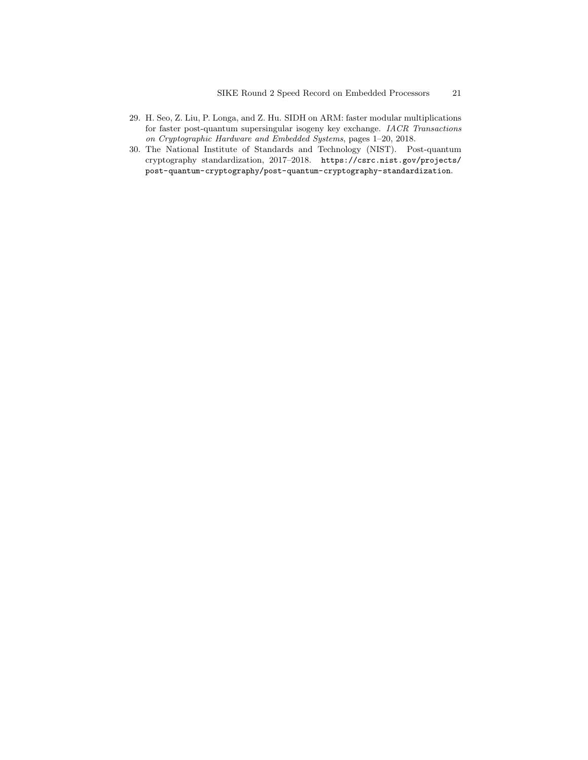29. H. Seo, Z. Liu, P. Longa, and Z. Hu. SIDH on ARM: faster modular multiplications for faster post-quantum supersingular isogeny key exchange. *IACR Transactions on Cryptographic Hardware and Embedded Systems*, pages 1–20, 2018.
30. The National Institute of Standards and Technology (NIST). Post-quantum cryptography standardization, 2017–2018. `https://csrc.nist.gov/projects/post-quantum-cryptography/post-quantum-cryptography-standardization`.